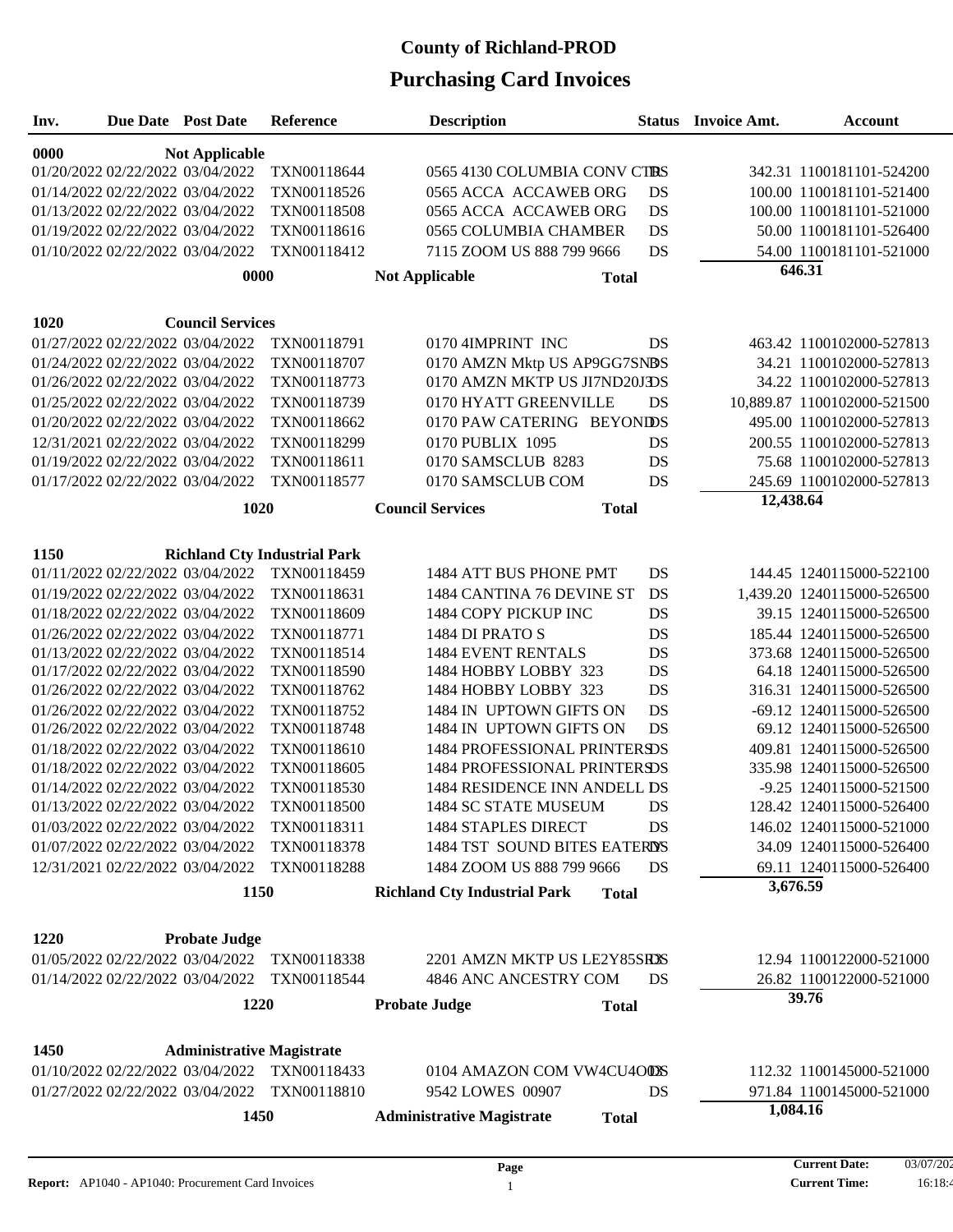# County of Richland-PROD

## Purchasing Card Invoices

| Inv. | Due Date | Post Date | Reference | Description | Status | Invoice Amt. | Account |
|---|---|---|---|---|---|---|---|
| **0000** | | **Not Applicable** | | | | | |
| 01/20/2022 | 02/22/2022 | 03/04/2022 | TXN00118644 | 0565 4130 COLUMBIA CONV CTR | DS | 342.31 | 1100181101-524200 |
| 01/14/2022 | 02/22/2022 | 03/04/2022 | TXN00118526 | 0565 ACCA ACCAWEB ORG | DS | 100.00 | 1100181101-521400 |
| 01/13/2022 | 02/22/2022 | 03/04/2022 | TXN00118508 | 0565 ACCA ACCAWEB ORG | DS | 100.00 | 1100181101-521000 |
| 01/19/2022 | 02/22/2022 | 03/04/2022 | TXN00118616 | 0565 COLUMBIA CHAMBER | DS | 50.00 | 1100181101-526400 |
| 01/10/2022 | 02/22/2022 | 03/04/2022 | TXN00118412 | 7115 ZOOM US 888 799 9666 | DS | 54.00 | 1100181101-521000 |
| | | **0000** | | **Not Applicable** | **Total** | **646.31** | |
| **1020** | | **Council Services** | | | | | |
| 01/27/2022 | 02/22/2022 | 03/04/2022 | TXN00118791 | 0170 4IMPRINT INC | DS | 463.42 | 1100102000-527813 |
| 01/24/2022 | 02/22/2022 | 03/04/2022 | TXN00118707 | 0170 AMZN Mktp US AP9GG7SN3 | DS | 34.21 | 1100102000-527813 |
| 01/26/2022 | 02/22/2022 | 03/04/2022 | TXN00118773 | 0170 AMZN MKTP US JI7ND20J3 | DS | 34.22 | 1100102000-527813 |
| 01/25/2022 | 02/22/2022 | 03/04/2022 | TXN00118739 | 0170 HYATT GREENVILLE | DS | 10,889.87 | 1100102000-521500 |
| 01/20/2022 | 02/22/2022 | 03/04/2022 | TXN00118662 | 0170 PAW CATERING BEYOND | DS | 495.00 | 1100102000-527813 |
| 12/31/2021 | 02/22/2022 | 03/04/2022 | TXN00118299 | 0170 PUBLIX 1095 | DS | 200.55 | 1100102000-527813 |
| 01/19/2022 | 02/22/2022 | 03/04/2022 | TXN00118611 | 0170 SAMSCLUB 8283 | DS | 75.68 | 1100102000-527813 |
| 01/17/2022 | 02/22/2022 | 03/04/2022 | TXN00118577 | 0170 SAMSCLUB COM | DS | 245.69 | 1100102000-527813 |
| | | **1020** | | **Council Services** | **Total** | **12,438.64** | |
| **1150** | | **Richland Cty Industrial Park** | | | | | |
| 01/11/2022 | 02/22/2022 | 03/04/2022 | TXN00118459 | 1484 ATT BUS PHONE PMT | DS | 144.45 | 1240115000-522100 |
| 01/19/2022 | 02/22/2022 | 03/04/2022 | TXN00118631 | 1484 CANTINA 76 DEVINE ST | DS | 1,439.20 | 1240115000-526500 |
| 01/18/2022 | 02/22/2022 | 03/04/2022 | TXN00118609 | 1484 COPY PICKUP INC | DS | 39.15 | 1240115000-526500 |
| 01/26/2022 | 02/22/2022 | 03/04/2022 | TXN00118771 | 1484 DI PRATO S | DS | 185.44 | 1240115000-526500 |
| 01/13/2022 | 02/22/2022 | 03/04/2022 | TXN00118514 | 1484 EVENT RENTALS | DS | 373.68 | 1240115000-526500 |
| 01/17/2022 | 02/22/2022 | 03/04/2022 | TXN00118590 | 1484 HOBBY LOBBY 323 | DS | 64.18 | 1240115000-526500 |
| 01/26/2022 | 02/22/2022 | 03/04/2022 | TXN00118762 | 1484 HOBBY LOBBY 323 | DS | 316.31 | 1240115000-526500 |
| 01/26/2022 | 02/22/2022 | 03/04/2022 | TXN00118752 | 1484 IN UPTOWN GIFTS ON | DS | -69.12 | 1240115000-526500 |
| 01/26/2022 | 02/22/2022 | 03/04/2022 | TXN00118748 | 1484 IN UPTOWN GIFTS ON | DS | 69.12 | 1240115000-526500 |
| 01/18/2022 | 02/22/2022 | 03/04/2022 | TXN00118610 | 1484 PROFESSIONAL PRINTERS | DS | 409.81 | 1240115000-526500 |
| 01/18/2022 | 02/22/2022 | 03/04/2022 | TXN00118605 | 1484 PROFESSIONAL PRINTERS | DS | 335.98 | 1240115000-526500 |
| 01/14/2022 | 02/22/2022 | 03/04/2022 | TXN00118530 | 1484 RESIDENCE INN ANDELL | DS | -9.25 | 1240115000-521500 |
| 01/13/2022 | 02/22/2022 | 03/04/2022 | TXN00118500 | 1484 SC STATE MUSEUM | DS | 128.42 | 1240115000-526400 |
| 01/03/2022 | 02/22/2022 | 03/04/2022 | TXN00118311 | 1484 STAPLES DIRECT | DS | 146.02 | 1240115000-521000 |
| 01/07/2022 | 02/22/2022 | 03/04/2022 | TXN00118378 | 1484 TST SOUND BITES EATERY | DS | 34.09 | 1240115000-526400 |
| 12/31/2021 | 02/22/2022 | 03/04/2022 | TXN00118288 | 1484 ZOOM US 888 799 9666 | DS | 69.11 | 1240115000-526400 |
| | | **1150** | | **Richland Cty Industrial Park** | **Total** | **3,676.59** | |
| **1220** | | **Probate Judge** | | | | | |
| 01/05/2022 | 02/22/2022 | 03/04/2022 | TXN00118338 | 2201 AMZN MKTP US LE2Y85SR3 | DS | 12.94 | 1100122000-521000 |
| 01/14/2022 | 02/22/2022 | 03/04/2022 | TXN00118544 | 4846 ANC ANCESTRY COM | DS | 26.82 | 1100122000-521000 |
| | | **1220** | | **Probate Judge** | **Total** | **39.76** | |
| **1450** | | **Administrative Magistrate** | | | | | |
| 01/10/2022 | 02/22/2022 | 03/04/2022 | TXN00118433 | 0104 AMAZON COM VW4CU4O03 | DS | 112.32 | 1100145000-521000 |
| 01/27/2022 | 02/22/2022 | 03/04/2022 | TXN00118810 | 9542 LOWES 00907 | DS | 971.84 | 1100145000-521000 |
| | | **1450** | | **Administrative Magistrate** | **Total** | **1,084.16** | |

**Report:** AP1040 - AP1040: Procurement Card Invoices

**Current Date:** 03/07/202
**Current Time:** 16:18:4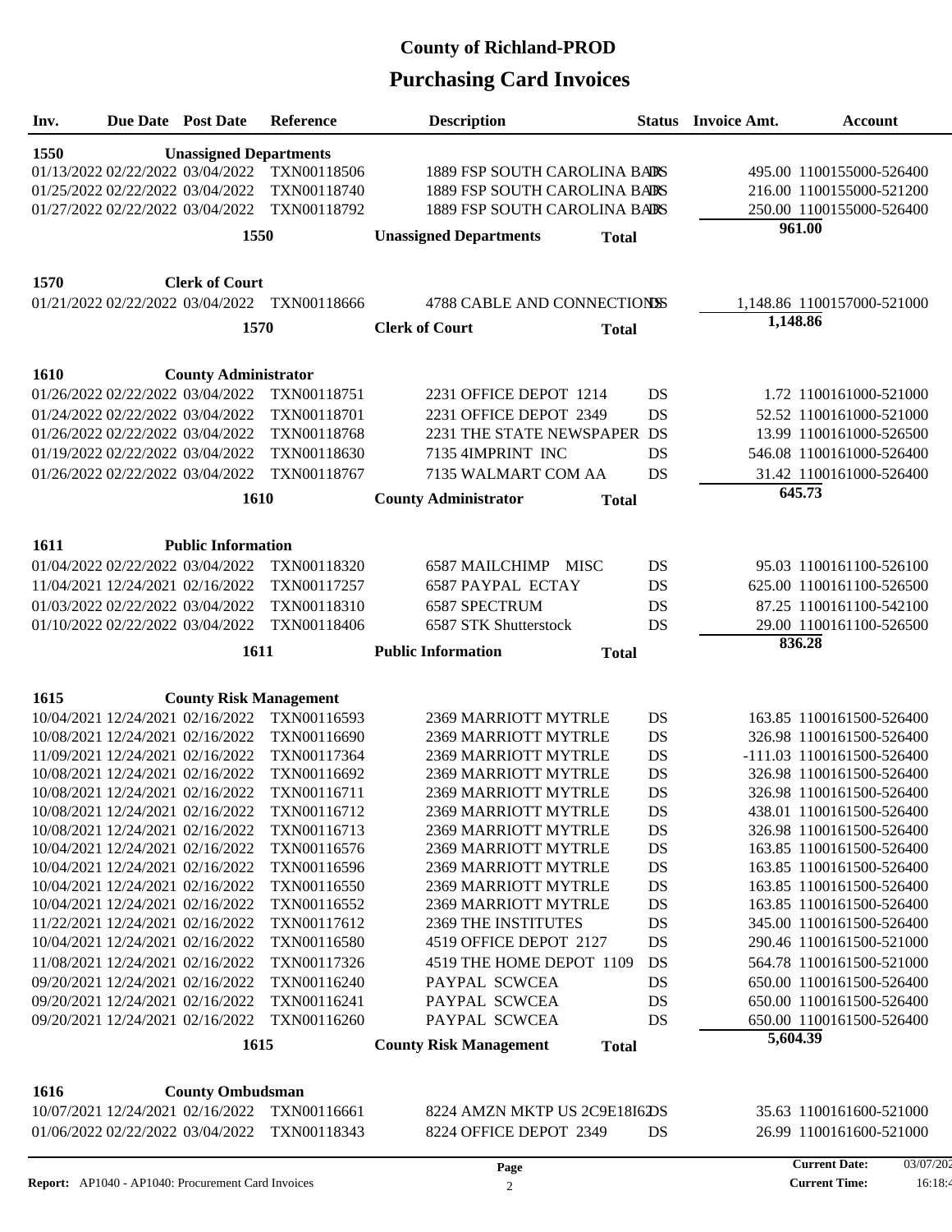# County of Richland-PROD

## Purchasing Card Invoices

| Inv. | Due Date | Post Date | Reference | Description | Status | Invoice Amt. | Account |
|---|---|---|---|---|---|---|---|
| **1550** | | **Unassigned Departments** | | | | | |
| 01/13/2022 | 02/22/2022 | 03/04/2022 | TXN00118506 | 1889 FSP SOUTH CAROLINA BAR | DS | 495.00 | 1100155000-526400 |
| 01/25/2022 | 02/22/2022 | 03/04/2022 | TXN00118740 | 1889 FSP SOUTH CAROLINA BAR | DS | 216.00 | 1100155000-521200 |
| 01/27/2022 | 02/22/2022 | 03/04/2022 | TXN00118792 | 1889 FSP SOUTH CAROLINA BAR | DS | 250.00 | 1100155000-526400 |
| | | **1550** | | **Unassigned Departments** | **Total** | **961.00** | |
| **1570** | | **Clerk of Court** | | | | | |
| 01/21/2022 | 02/22/2022 | 03/04/2022 | TXN00118666 | 4788 CABLE AND CONNECTIONS | DS | 1,148.86 | 1100157000-521000 |
| | | **1570** | | **Clerk of Court** | **Total** | **1,148.86** | |
| **1610** | | **County Administrator** | | | | | |
| 01/26/2022 | 02/22/2022 | 03/04/2022 | TXN00118751 | 2231 OFFICE DEPOT 1214 | DS | 1.72 | 1100161000-521000 |
| 01/24/2022 | 02/22/2022 | 03/04/2022 | TXN00118701 | 2231 OFFICE DEPOT 2349 | DS | 52.52 | 1100161000-521000 |
| 01/26/2022 | 02/22/2022 | 03/04/2022 | TXN00118768 | 2231 THE STATE NEWSPAPER | DS | 13.99 | 1100161000-526500 |
| 01/19/2022 | 02/22/2022 | 03/04/2022 | TXN00118630 | 7135 4IMPRINT INC | DS | 546.08 | 1100161000-526400 |
| 01/26/2022 | 02/22/2022 | 03/04/2022 | TXN00118767 | 7135 WALMART COM AA | DS | 31.42 | 1100161000-526400 |
| | | **1610** | | **County Administrator** | **Total** | **645.73** | |
| **1611** | | **Public Information** | | | | | |
| 01/04/2022 | 02/22/2022 | 03/04/2022 | TXN00118320 | 6587 MAILCHIMP MISC | DS | 95.03 | 1100161100-526100 |
| 11/04/2021 | 12/24/2021 | 02/16/2022 | TXN00117257 | 6587 PAYPAL ECTAY | DS | 625.00 | 1100161100-526500 |
| 01/03/2022 | 02/22/2022 | 03/04/2022 | TXN00118310 | 6587 SPECTRUM | DS | 87.25 | 1100161100-542100 |
| 01/10/2022 | 02/22/2022 | 03/04/2022 | TXN00118406 | 6587 STK Shutterstock | DS | 29.00 | 1100161100-526500 |
| | | **1611** | | **Public Information** | **Total** | **836.28** | |
| **1615** | | **County Risk Management** | | | | | |
| 10/04/2021 | 12/24/2021 | 02/16/2022 | TXN00116593 | 2369 MARRIOTT MYTRLE | DS | 163.85 | 1100161500-526400 |
| 10/08/2021 | 12/24/2021 | 02/16/2022 | TXN00116690 | 2369 MARRIOTT MYTRLE | DS | 326.98 | 1100161500-526400 |
| 11/09/2021 | 12/24/2021 | 02/16/2022 | TXN00117364 | 2369 MARRIOTT MYTRLE | DS | -111.03 | 1100161500-526400 |
| 10/08/2021 | 12/24/2021 | 02/16/2022 | TXN00116692 | 2369 MARRIOTT MYTRLE | DS | 326.98 | 1100161500-526400 |
| 10/08/2021 | 12/24/2021 | 02/16/2022 | TXN00116711 | 2369 MARRIOTT MYTRLE | DS | 326.98 | 1100161500-526400 |
| 10/08/2021 | 12/24/2021 | 02/16/2022 | TXN00116712 | 2369 MARRIOTT MYTRLE | DS | 438.01 | 1100161500-526400 |
| 10/08/2021 | 12/24/2021 | 02/16/2022 | TXN00116713 | 2369 MARRIOTT MYTRLE | DS | 326.98 | 1100161500-526400 |
| 10/04/2021 | 12/24/2021 | 02/16/2022 | TXN00116576 | 2369 MARRIOTT MYTRLE | DS | 163.85 | 1100161500-526400 |
| 10/04/2021 | 12/24/2021 | 02/16/2022 | TXN00116596 | 2369 MARRIOTT MYTRLE | DS | 163.85 | 1100161500-526400 |
| 10/04/2021 | 12/24/2021 | 02/16/2022 | TXN00116550 | 2369 MARRIOTT MYTRLE | DS | 163.85 | 1100161500-526400 |
| 10/04/2021 | 12/24/2021 | 02/16/2022 | TXN00116552 | 2369 MARRIOTT MYTRLE | DS | 163.85 | 1100161500-526400 |
| 11/22/2021 | 12/24/2021 | 02/16/2022 | TXN00117612 | 2369 THE INSTITUTES | DS | 345.00 | 1100161500-526400 |
| 10/04/2021 | 12/24/2021 | 02/16/2022 | TXN00116580 | 4519 OFFICE DEPOT 2127 | DS | 290.46 | 1100161500-521000 |
| 11/08/2021 | 12/24/2021 | 02/16/2022 | TXN00117326 | 4519 THE HOME DEPOT 1109 | DS | 564.78 | 1100161500-521000 |
| 09/20/2021 | 12/24/2021 | 02/16/2022 | TXN00116240 | PAYPAL SCWCEA | DS | 650.00 | 1100161500-526400 |
| 09/20/2021 | 12/24/2021 | 02/16/2022 | TXN00116241 | PAYPAL SCWCEA | DS | 650.00 | 1100161500-526400 |
| 09/20/2021 | 12/24/2021 | 02/16/2022 | TXN00116260 | PAYPAL SCWCEA | DS | 650.00 | 1100161500-526400 |
| | | **1615** | | **County Risk Management** | **Total** | **5,604.39** | |
| **1616** | | **County Ombudsman** | | | | | |
| 10/07/2021 | 12/24/2021 | 02/16/2022 | TXN00116661 | 8224 AMZN MKTP US 2C9E18I62 | DS | 35.63 | 1100161600-521000 |
| 01/06/2022 | 02/22/2022 | 03/04/2022 | TXN00118343 | 8224 OFFICE DEPOT 2349 | DS | 26.99 | 1100161600-521000 |

**Report:** AP1040 - AP1040: Procurement Card Invoices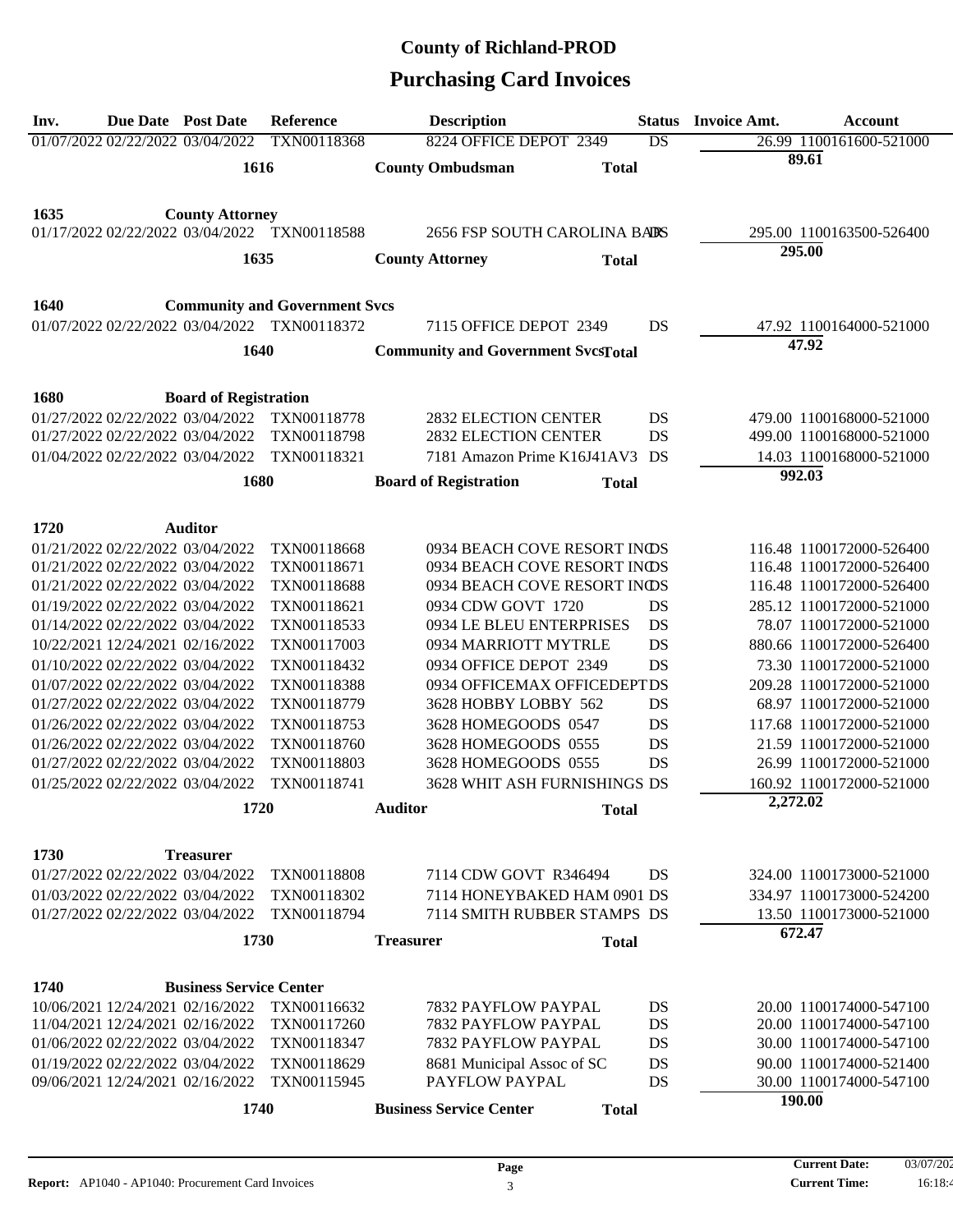# County of Richland-PROD

## Purchasing Card Invoices

| Inv. | Due Date | Post Date | Reference | Description | Status | Invoice Amt. | Account |
|---|---|---|---|---|---|---|---|
| 01/07/2022 | 02/22/2022 | 03/04/2022 | TXN00118368 | 8224 OFFICE DEPOT 2349 | DS | 26.99 | 1100161600-521000 |
| | | 1616 | | **County Ombudsman** | **Total** | **89.61** | |
| **1635** | | **County Attorney** | | | | | |
| 01/17/2022 | 02/22/2022 | 03/04/2022 | TXN00118588 | 2656 FSP SOUTH CAROLINA BAR | DS | 295.00 | 1100163500-526400 |
| | | 1635 | | **County Attorney** | **Total** | **295.00** | |
| **1640** | | **Community and Government Svcs** | | | | | |
| 01/07/2022 | 02/22/2022 | 03/04/2022 | TXN00118372 | 7115 OFFICE DEPOT 2349 | DS | 47.92 | 1100164000-521000 |
| | | 1640 | | **Community and Government Svcs** | **Total** | **47.92** | |
| **1680** | | **Board of Registration** | | | | | |
| 01/27/2022 | 02/22/2022 | 03/04/2022 | TXN00118778 | 2832 ELECTION CENTER | DS | 479.00 | 1100168000-521000 |
| 01/27/2022 | 02/22/2022 | 03/04/2022 | TXN00118798 | 2832 ELECTION CENTER | DS | 499.00 | 1100168000-521000 |
| 01/04/2022 | 02/22/2022 | 03/04/2022 | TXN00118321 | 7181 Amazon Prime K16J41AV3 | DS | 14.03 | 1100168000-521000 |
| | | 1680 | | **Board of Registration** | **Total** | **992.03** | |
| **1720** | | **Auditor** | | | | | |
| 01/21/2022 | 02/22/2022 | 03/04/2022 | TXN00118668 | 0934 BEACH COVE RESORT INC | DS | 116.48 | 1100172000-526400 |
| 01/21/2022 | 02/22/2022 | 03/04/2022 | TXN00118671 | 0934 BEACH COVE RESORT INC | DS | 116.48 | 1100172000-526400 |
| 01/21/2022 | 02/22/2022 | 03/04/2022 | TXN00118688 | 0934 BEACH COVE RESORT INC | DS | 116.48 | 1100172000-526400 |
| 01/19/2022 | 02/22/2022 | 03/04/2022 | TXN00118621 | 0934 CDW GOVT 1720 | DS | 285.12 | 1100172000-521000 |
| 01/14/2022 | 02/22/2022 | 03/04/2022 | TXN00118533 | 0934 LE BLEU ENTERPRISES | DS | 78.07 | 1100172000-521000 |
| 10/22/2021 | 12/24/2021 | 02/16/2022 | TXN00117003 | 0934 MARRIOTT MYTRLE | DS | 880.66 | 1100172000-526400 |
| 01/10/2022 | 02/22/2022 | 03/04/2022 | TXN00118432 | 0934 OFFICE DEPOT 2349 | DS | 73.30 | 1100172000-521000 |
| 01/07/2022 | 02/22/2022 | 03/04/2022 | TXN00118388 | 0934 OFFICEMAX OFFICEDEPT | DS | 209.28 | 1100172000-521000 |
| 01/27/2022 | 02/22/2022 | 03/04/2022 | TXN00118779 | 3628 HOBBY LOBBY 562 | DS | 68.97 | 1100172000-521000 |
| 01/26/2022 | 02/22/2022 | 03/04/2022 | TXN00118753 | 3628 HOMEGOODS 0547 | DS | 117.68 | 1100172000-521000 |
| 01/26/2022 | 02/22/2022 | 03/04/2022 | TXN00118760 | 3628 HOMEGOODS 0555 | DS | 21.59 | 1100172000-521000 |
| 01/27/2022 | 02/22/2022 | 03/04/2022 | TXN00118803 | 3628 HOMEGOODS 0555 | DS | 26.99 | 1100172000-521000 |
| 01/25/2022 | 02/22/2022 | 03/04/2022 | TXN00118741 | 3628 WHIT ASH FURNISHINGS | DS | 160.92 | 1100172000-521000 |
| | | 1720 | | **Auditor** | **Total** | **2,272.02** | |
| **1730** | | **Treasurer** | | | | | |
| 01/27/2022 | 02/22/2022 | 03/04/2022 | TXN00118808 | 7114 CDW GOVT R346494 | DS | 324.00 | 1100173000-521000 |
| 01/03/2022 | 02/22/2022 | 03/04/2022 | TXN00118302 | 7114 HONEYBAKED HAM 0901 | DS | 334.97 | 1100173000-524200 |
| 01/27/2022 | 02/22/2022 | 03/04/2022 | TXN00118794 | 7114 SMITH RUBBER STAMPS | DS | 13.50 | 1100173000-521000 |
| | | 1730 | | **Treasurer** | **Total** | **672.47** | |
| **1740** | | **Business Service Center** | | | | | |
| 10/06/2021 | 12/24/2021 | 02/16/2022 | TXN00116632 | 7832 PAYFLOW PAYPAL | DS | 20.00 | 1100174000-547100 |
| 11/04/2021 | 12/24/2021 | 02/16/2022 | TXN00117260 | 7832 PAYFLOW PAYPAL | DS | 20.00 | 1100174000-547100 |
| 01/06/2022 | 02/22/2022 | 03/04/2022 | TXN00118347 | 7832 PAYFLOW PAYPAL | DS | 30.00 | 1100174000-547100 |
| 01/19/2022 | 02/22/2022 | 03/04/2022 | TXN00118629 | 8681 Municipal Assoc of SC | DS | 90.00 | 1100174000-521400 |
| 09/06/2021 | 12/24/2021 | 02/16/2022 | TXN00115945 | PAYFLOW PAYPAL | DS | 30.00 | 1100174000-547100 |
| | | 1740 | | **Business Service Center** | **Total** | **190.00** | |

**Report:** AP1040 - AP1040: Procurement Card Invoices

**Current Date:** 03/07/202

**Current Time:** 16:18:4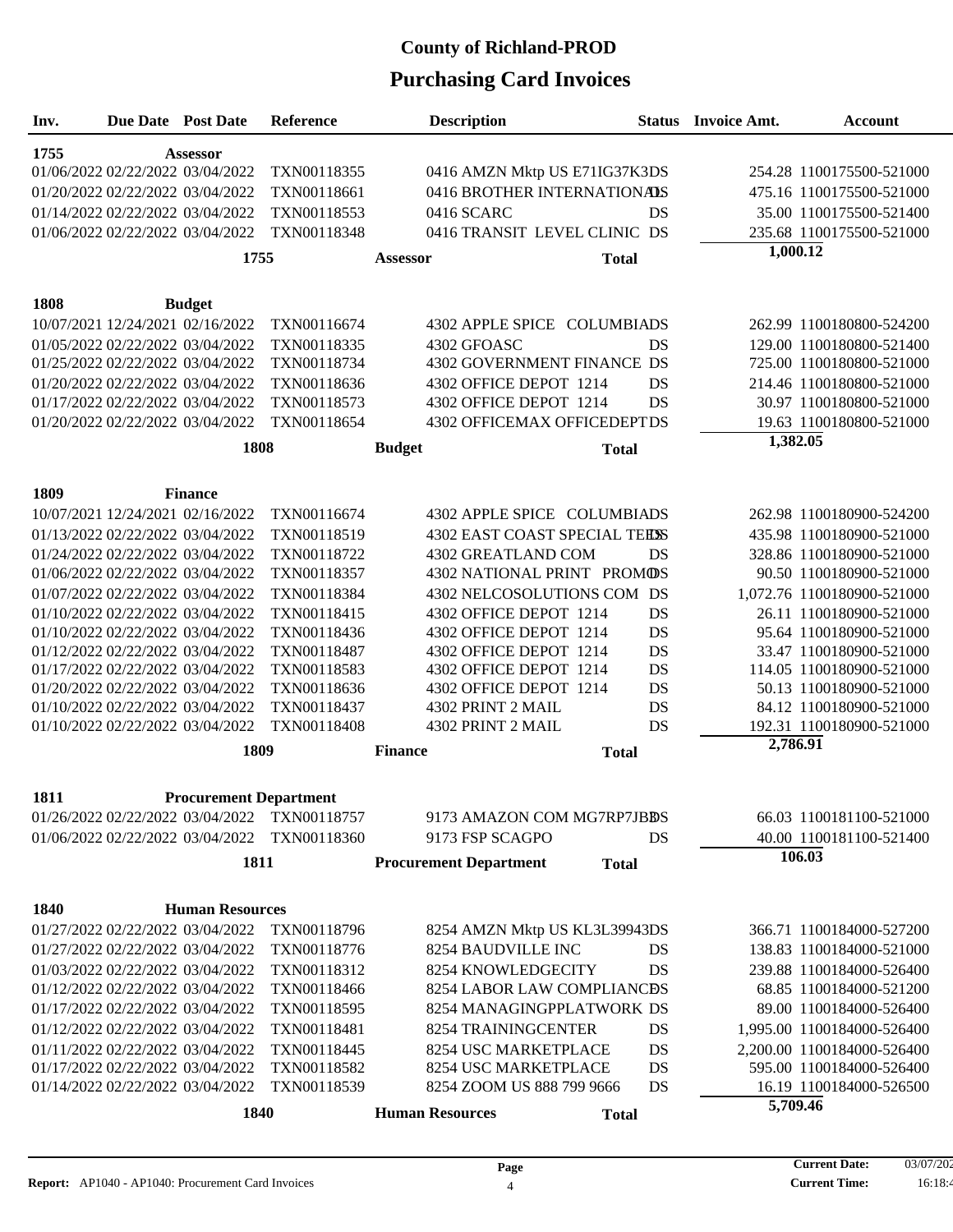# County of Richland-PROD

## Purchasing Card Invoices

| Inv. | Due Date | Post Date | Reference | Description | Status | Invoice Amt. | Account |
|---|---|---|---|---|---|---|---|
| **1755** | | **Assessor** | | | | | |
| 01/06/2022 | 02/22/2022 | 03/04/2022 | TXN00118355 | 0416 AMZN Mktp US E71IG37K3 | DS | 254.28 | 1100175500-521000 |
| 01/20/2022 | 02/22/2022 | 03/04/2022 | TXN00118661 | 0416 BROTHER INTERNATIONAL | DS | 475.16 | 1100175500-521000 |
| 01/14/2022 | 02/22/2022 | 03/04/2022 | TXN00118553 | 0416 SCARC | DS | 35.00 | 1100175500-521400 |
| 01/06/2022 | 02/22/2022 | 03/04/2022 | TXN00118348 | 0416 TRANSIT LEVEL CLINIC | DS | 235.68 | 1100175500-521000 |
| | | **1755** | | **Assessor** | **Total** | **1,000.12** | |
| **1808** | | **Budget** | | | | | |
| 10/07/2021 | 12/24/2021 | 02/16/2022 | TXN00116674 | 4302 APPLE SPICE COLUMBIA | DS | 262.99 | 1100180800-524200 |
| 01/05/2022 | 02/22/2022 | 03/04/2022 | TXN00118335 | 4302 GFOASC | DS | 129.00 | 1100180800-521400 |
| 01/25/2022 | 02/22/2022 | 03/04/2022 | TXN00118734 | 4302 GOVERNMENT FINANCE | DS | 725.00 | 1100180800-521000 |
| 01/20/2022 | 02/22/2022 | 03/04/2022 | TXN00118636 | 4302 OFFICE DEPOT 1214 | DS | 214.46 | 1100180800-521000 |
| 01/17/2022 | 02/22/2022 | 03/04/2022 | TXN00118573 | 4302 OFFICE DEPOT 1214 | DS | 30.97 | 1100180800-521000 |
| 01/20/2022 | 02/22/2022 | 03/04/2022 | TXN00118654 | 4302 OFFICEMAX OFFICEDEPT | DS | 19.63 | 1100180800-521000 |
| | | **1808** | | **Budget** | **Total** | **1,382.05** | |
| **1809** | | **Finance** | | | | | |
| 10/07/2021 | 12/24/2021 | 02/16/2022 | TXN00116674 | 4302 APPLE SPICE COLUMBIA | DS | 262.98 | 1100180900-524200 |
| 01/13/2022 | 02/22/2022 | 03/04/2022 | TXN00118519 | 4302 EAST COAST SPECIAL TEE | DS | 435.98 | 1100180900-521000 |
| 01/24/2022 | 02/22/2022 | 03/04/2022 | TXN00118722 | 4302 GREATLAND COM | DS | 328.86 | 1100180900-521000 |
| 01/06/2022 | 02/22/2022 | 03/04/2022 | TXN00118357 | 4302 NATIONAL PRINT PROMO | DS | 90.50 | 1100180900-521000 |
| 01/07/2022 | 02/22/2022 | 03/04/2022 | TXN00118384 | 4302 NELCOSOLUTIONS COM | DS | 1,072.76 | 1100180900-521000 |
| 01/10/2022 | 02/22/2022 | 03/04/2022 | TXN00118415 | 4302 OFFICE DEPOT 1214 | DS | 26.11 | 1100180900-521000 |
| 01/10/2022 | 02/22/2022 | 03/04/2022 | TXN00118436 | 4302 OFFICE DEPOT 1214 | DS | 95.64 | 1100180900-521000 |
| 01/12/2022 | 02/22/2022 | 03/04/2022 | TXN00118487 | 4302 OFFICE DEPOT 1214 | DS | 33.47 | 1100180900-521000 |
| 01/17/2022 | 02/22/2022 | 03/04/2022 | TXN00118583 | 4302 OFFICE DEPOT 1214 | DS | 114.05 | 1100180900-521000 |
| 01/20/2022 | 02/22/2022 | 03/04/2022 | TXN00118636 | 4302 OFFICE DEPOT 1214 | DS | 50.13 | 1100180900-521000 |
| 01/10/2022 | 02/22/2022 | 03/04/2022 | TXN00118437 | 4302 PRINT 2 MAIL | DS | 84.12 | 1100180900-521000 |
| 01/10/2022 | 02/22/2022 | 03/04/2022 | TXN00118408 | 4302 PRINT 2 MAIL | DS | 192.31 | 1100180900-521000 |
| | | **1809** | | **Finance** | **Total** | **2,786.91** | |
| **1811** | | **Procurement Department** | | | | | |
| 01/26/2022 | 02/22/2022 | 03/04/2022 | TXN00118757 | 9173 AMAZON COM MG7RP7JB3 | DS | 66.03 | 1100181100-521000 |
| 01/06/2022 | 02/22/2022 | 03/04/2022 | TXN00118360 | 9173 FSP SCAGPO | DS | 40.00 | 1100181100-521400 |
| | | **1811** | | **Procurement Department** | **Total** | **106.03** | |
| **1840** | | **Human Resources** | | | | | |
| 01/27/2022 | 02/22/2022 | 03/04/2022 | TXN00118796 | 8254 AMZN Mktp US KL3L39943 | DS | 366.71 | 1100184000-527200 |
| 01/27/2022 | 02/22/2022 | 03/04/2022 | TXN00118776 | 8254 BAUDVILLE INC | DS | 138.83 | 1100184000-521000 |
| 01/03/2022 | 02/22/2022 | 03/04/2022 | TXN00118312 | 8254 KNOWLEDGECITY | DS | 239.88 | 1100184000-526400 |
| 01/12/2022 | 02/22/2022 | 03/04/2022 | TXN00118466 | 8254 LABOR LAW COMPLIANCE | DS | 68.85 | 1100184000-521200 |
| 01/17/2022 | 02/22/2022 | 03/04/2022 | TXN00118595 | 8254 MANAGINGPPLATWORK | DS | 89.00 | 1100184000-526400 |
| 01/12/2022 | 02/22/2022 | 03/04/2022 | TXN00118481 | 8254 TRAININGCENTER | DS | 1,995.00 | 1100184000-526400 |
| 01/11/2022 | 02/22/2022 | 03/04/2022 | TXN00118445 | 8254 USC MARKETPLACE | DS | 2,200.00 | 1100184000-526400 |
| 01/17/2022 | 02/22/2022 | 03/04/2022 | TXN00118582 | 8254 USC MARKETPLACE | DS | 595.00 | 1100184000-526400 |
| 01/14/2022 | 02/22/2022 | 03/04/2022 | TXN00118539 | 8254 ZOOM US 888 799 9666 | DS | 16.19 | 1100184000-526500 |
| | | **1840** | | **Human Resources** | **Total** | **5,709.46** | |

**Report:** AP1040 - AP1040: Procurement Card Invoices

**Current Date:** 03/07/202

**Current Time:** 16:18:4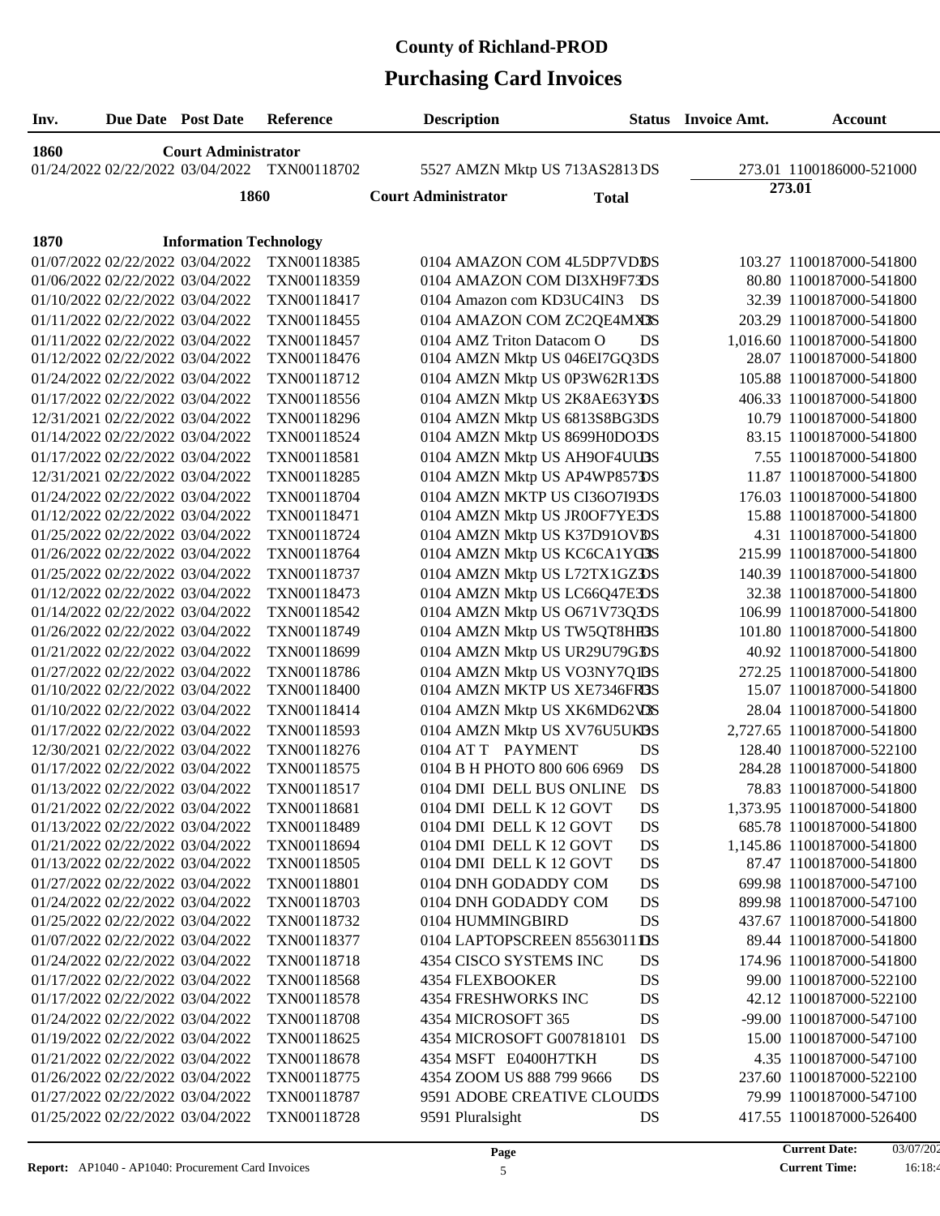# County of Richland-PROD

## Purchasing Card Invoices

| Inv. | Due Date | Post Date | Reference | Description | Status | Invoice Amt. | Account |
|---|---|---|---|---|---|---|---|
| **1860** | | **Court Administrator** | | | | | |
| 01/24/2022 | 02/22/2022 | 03/04/2022 | TXN00118702 | 5527 AMZN Mktp US 713AS2813 | DS | 273.01 | 1100186000-521000 |
| | **1860** | | | **Court Administrator** | **Total** | **273.01** | |
| **1870** | | **Information Technology** | | | | | |
| 01/07/2022 | 02/22/2022 | 03/04/2022 | TXN00118385 | 0104 AMAZON COM 4L5DP7VD3 | DS | 103.27 | 1100187000-541800 |
| 01/06/2022 | 02/22/2022 | 03/04/2022 | TXN00118359 | 0104 AMAZON COM DI3XH9F73 | DS | 80.80 | 1100187000-541800 |
| 01/10/2022 | 02/22/2022 | 03/04/2022 | TXN00118417 | 0104 Amazon com KD3UC4IN3 | DS | 32.39 | 1100187000-541800 |
| 01/11/2022 | 02/22/2022 | 03/04/2022 | TXN00118455 | 0104 AMAZON COM ZC2QE4MX3 | DS | 203.29 | 1100187000-541800 |
| 01/11/2022 | 02/22/2022 | 03/04/2022 | TXN00118457 | 0104 AMZ Triton Datacom O | DS | 1,016.60 | 1100187000-541800 |
| 01/12/2022 | 02/22/2022 | 03/04/2022 | TXN00118476 | 0104 AMZN Mktp US 046EI7GQ3 | DS | 28.07 | 1100187000-541800 |
| 01/24/2022 | 02/22/2022 | 03/04/2022 | TXN00118712 | 0104 AMZN Mktp US 0P3W62R13 | DS | 105.88 | 1100187000-541800 |
| 01/17/2022 | 02/22/2022 | 03/04/2022 | TXN00118556 | 0104 AMZN Mktp US 2K8AE63Y3 | DS | 406.33 | 1100187000-541800 |
| 12/31/2021 | 02/22/2022 | 03/04/2022 | TXN00118296 | 0104 AMZN Mktp US 6813S8BG3 | DS | 10.79 | 1100187000-541800 |
| 01/14/2022 | 02/22/2022 | 03/04/2022 | TXN00118524 | 0104 AMZN Mktp US 8699H0DO3 | DS | 83.15 | 1100187000-541800 |
| 01/17/2022 | 02/22/2022 | 03/04/2022 | TXN00118581 | 0104 AMZN Mktp US AH9OF4UU3 | DS | 7.55 | 1100187000-541800 |
| 12/31/2021 | 02/22/2022 | 03/04/2022 | TXN00118285 | 0104 AMZN Mktp US AP4WP8573 | DS | 11.87 | 1100187000-541800 |
| 01/24/2022 | 02/22/2022 | 03/04/2022 | TXN00118704 | 0104 AMZN MKTP US CI36O7I93 | DS | 176.03 | 1100187000-541800 |
| 01/12/2022 | 02/22/2022 | 03/04/2022 | TXN00118471 | 0104 AMZN Mktp US JR0OF7YE3 | DS | 15.88 | 1100187000-541800 |
| 01/25/2022 | 02/22/2022 | 03/04/2022 | TXN00118724 | 0104 AMZN Mktp US K37D91OV3 | DS | 4.31 | 1100187000-541800 |
| 01/26/2022 | 02/22/2022 | 03/04/2022 | TXN00118764 | 0104 AMZN Mktp US KC6CA1YG3 | DS | 215.99 | 1100187000-541800 |
| 01/25/2022 | 02/22/2022 | 03/04/2022 | TXN00118737 | 0104 AMZN Mktp US L72TX1GZ3 | DS | 140.39 | 1100187000-541800 |
| 01/12/2022 | 02/22/2022 | 03/04/2022 | TXN00118473 | 0104 AMZN Mktp US LC66Q47E3 | DS | 32.38 | 1100187000-541800 |
| 01/14/2022 | 02/22/2022 | 03/04/2022 | TXN00118542 | 0104 AMZN Mktp US O671V73Q3 | DS | 106.99 | 1100187000-541800 |
| 01/26/2022 | 02/22/2022 | 03/04/2022 | TXN00118749 | 0104 AMZN Mktp US TW5QT8HB3 | DS | 101.80 | 1100187000-541800 |
| 01/21/2022 | 02/22/2022 | 03/04/2022 | TXN00118699 | 0104 AMZN Mktp US UR29U79G3 | DS | 40.92 | 1100187000-541800 |
| 01/27/2022 | 02/22/2022 | 03/04/2022 | TXN00118786 | 0104 AMZN Mktp US VO3NY7Q13 | DS | 272.25 | 1100187000-541800 |
| 01/10/2022 | 02/22/2022 | 03/04/2022 | TXN00118400 | 0104 AMZN MKTP US XE7346FR3 | DS | 15.07 | 1100187000-541800 |
| 01/10/2022 | 02/22/2022 | 03/04/2022 | TXN00118414 | 0104 AMZN Mktp US XK6MD62V3 | DS | 28.04 | 1100187000-541800 |
| 01/17/2022 | 02/22/2022 | 03/04/2022 | TXN00118593 | 0104 AMZN Mktp US XV76U5UK3 | DS | 2,727.65 | 1100187000-541800 |
| 12/30/2021 | 02/22/2022 | 03/04/2022 | TXN00118276 | 0104 AT T PAYMENT | DS | 128.40 | 1100187000-522100 |
| 01/17/2022 | 02/22/2022 | 03/04/2022 | TXN00118575 | 0104 B H PHOTO 800 606 6969 | DS | 284.28 | 1100187000-541800 |
| 01/13/2022 | 02/22/2022 | 03/04/2022 | TXN00118517 | 0104 DMI DELL BUS ONLINE | DS | 78.83 | 1100187000-541800 |
| 01/21/2022 | 02/22/2022 | 03/04/2022 | TXN00118681 | 0104 DMI DELL K 12 GOVT | DS | 1,373.95 | 1100187000-541800 |
| 01/13/2022 | 02/22/2022 | 03/04/2022 | TXN00118489 | 0104 DMI DELL K 12 GOVT | DS | 685.78 | 1100187000-541800 |
| 01/21/2022 | 02/22/2022 | 03/04/2022 | TXN00118694 | 0104 DMI DELL K 12 GOVT | DS | 1,145.86 | 1100187000-541800 |
| 01/13/2022 | 02/22/2022 | 03/04/2022 | TXN00118505 | 0104 DMI DELL K 12 GOVT | DS | 87.47 | 1100187000-541800 |
| 01/27/2022 | 02/22/2022 | 03/04/2022 | TXN00118801 | 0104 DNH GODADDY COM | DS | 699.98 | 1100187000-547100 |
| 01/24/2022 | 02/22/2022 | 03/04/2022 | TXN00118703 | 0104 DNH GODADDY COM | DS | 899.98 | 1100187000-547100 |
| 01/25/2022 | 02/22/2022 | 03/04/2022 | TXN00118732 | 0104 HUMMINGBIRD | DS | 437.67 | 1100187000-541800 |
| 01/07/2022 | 02/22/2022 | 03/04/2022 | TXN00118377 | 0104 LAPTOPSCREEN 8556301111 | DS | 89.44 | 1100187000-541800 |
| 01/24/2022 | 02/22/2022 | 03/04/2022 | TXN00118718 | 4354 CISCO SYSTEMS INC | DS | 174.96 | 1100187000-541800 |
| 01/17/2022 | 02/22/2022 | 03/04/2022 | TXN00118568 | 4354 FLEXBOOKER | DS | 99.00 | 1100187000-522100 |
| 01/17/2022 | 02/22/2022 | 03/04/2022 | TXN00118578 | 4354 FRESHWORKS INC | DS | 42.12 | 1100187000-522100 |
| 01/24/2022 | 02/22/2022 | 03/04/2022 | TXN00118708 | 4354 MICROSOFT 365 | DS | -99.00 | 1100187000-547100 |
| 01/19/2022 | 02/22/2022 | 03/04/2022 | TXN00118625 | 4354 MICROSOFT G007818101 | DS | 15.00 | 1100187000-547100 |
| 01/21/2022 | 02/22/2022 | 03/04/2022 | TXN00118678 | 4354 MSFT E0400H7TKH | DS | 4.35 | 1100187000-547100 |
| 01/26/2022 | 02/22/2022 | 03/04/2022 | TXN00118775 | 4354 ZOOM US 888 799 9666 | DS | 237.60 | 1100187000-522100 |
| 01/27/2022 | 02/22/2022 | 03/04/2022 | TXN00118787 | 9591 ADOBE CREATIVE CLOUD | DS | 79.99 | 1100187000-547100 |
| 01/25/2022 | 02/22/2022 | 03/04/2022 | TXN00118728 | 9591 Pluralsight | DS | 417.55 | 1100187000-526400 |

**Report:** AP1040 - AP1040: Procurement Card Invoices

**Current Date:** 03/07/202 **Current Time:** 16:18: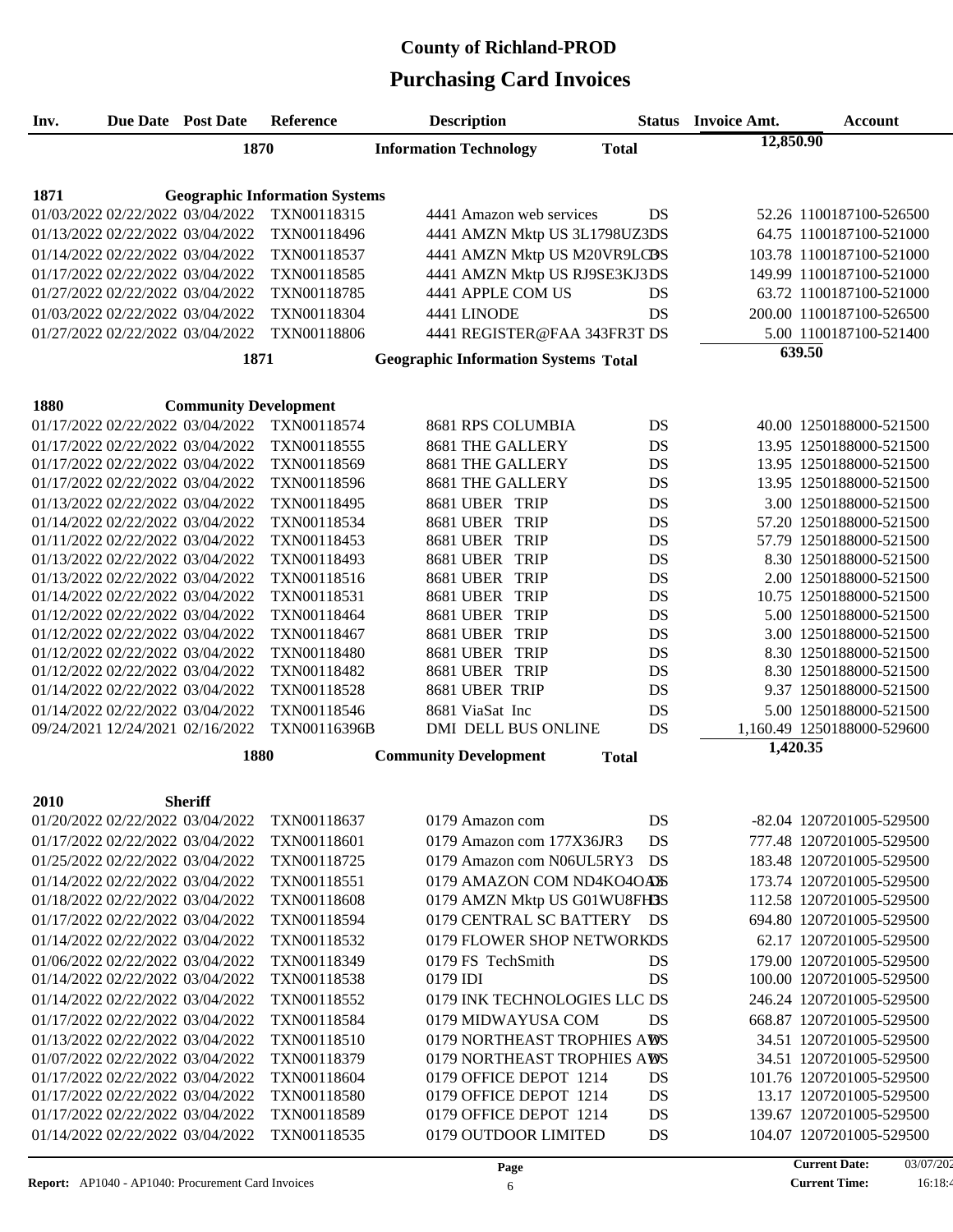# County of Richland-PROD

## Purchasing Card Invoices

| Inv. | Due Date | Post Date | Reference | Description | Status | Invoice Amt. | Account |
|---|---|---|---|---|---|---|---|
| | | 1870 | | Information Technology | Total | 12,850.90 | |
| **1871** | | **Geographic Information Systems** | | | | | |
| 01/03/2022 | 02/22/2022 | 03/04/2022 | TXN00118315 | 4441 Amazon web services | DS | 52.26 | 1100187100-526500 |
| 01/13/2022 | 02/22/2022 | 03/04/2022 | TXN00118496 | 4441 AMZN Mktp US 3L1798UZ3 | DS | 64.75 | 1100187100-521000 |
| 01/14/2022 | 02/22/2022 | 03/04/2022 | TXN00118537 | 4441 AMZN Mktp US M20VR9LC3 | DS | 103.78 | 1100187100-521000 |
| 01/17/2022 | 02/22/2022 | 03/04/2022 | TXN00118585 | 4441 AMZN Mktp US RJ9SE3KJ3 | DS | 149.99 | 1100187100-521000 |
| 01/27/2022 | 02/22/2022 | 03/04/2022 | TXN00118785 | 4441 APPLE COM US | DS | 63.72 | 1100187100-521000 |
| 01/03/2022 | 02/22/2022 | 03/04/2022 | TXN00118304 | 4441 LINODE | DS | 200.00 | 1100187100-526500 |
| 01/27/2022 | 02/22/2022 | 03/04/2022 | TXN00118806 | 4441 REGISTER@FAA 343FR3T | DS | 5.00 | 1100187100-521400 |
| | | 1871 | | Geographic Information Systems | Total | 639.50 | |
| **1880** | | **Community Development** | | | | | |
| 01/17/2022 | 02/22/2022 | 03/04/2022 | TXN00118574 | 8681 RPS COLUMBIA | DS | 40.00 | 1250188000-521500 |
| 01/17/2022 | 02/22/2022 | 03/04/2022 | TXN00118555 | 8681 THE GALLERY | DS | 13.95 | 1250188000-521500 |
| 01/17/2022 | 02/22/2022 | 03/04/2022 | TXN00118569 | 8681 THE GALLERY | DS | 13.95 | 1250188000-521500 |
| 01/17/2022 | 02/22/2022 | 03/04/2022 | TXN00118596 | 8681 THE GALLERY | DS | 13.95 | 1250188000-521500 |
| 01/13/2022 | 02/22/2022 | 03/04/2022 | TXN00118495 | 8681 UBER TRIP | DS | 3.00 | 1250188000-521500 |
| 01/14/2022 | 02/22/2022 | 03/04/2022 | TXN00118534 | 8681 UBER TRIP | DS | 57.20 | 1250188000-521500 |
| 01/11/2022 | 02/22/2022 | 03/04/2022 | TXN00118453 | 8681 UBER TRIP | DS | 57.79 | 1250188000-521500 |
| 01/13/2022 | 02/22/2022 | 03/04/2022 | TXN00118493 | 8681 UBER TRIP | DS | 8.30 | 1250188000-521500 |
| 01/13/2022 | 02/22/2022 | 03/04/2022 | TXN00118516 | 8681 UBER TRIP | DS | 2.00 | 1250188000-521500 |
| 01/14/2022 | 02/22/2022 | 03/04/2022 | TXN00118531 | 8681 UBER TRIP | DS | 10.75 | 1250188000-521500 |
| 01/12/2022 | 02/22/2022 | 03/04/2022 | TXN00118464 | 8681 UBER TRIP | DS | 5.00 | 1250188000-521500 |
| 01/12/2022 | 02/22/2022 | 03/04/2022 | TXN00118467 | 8681 UBER TRIP | DS | 3.00 | 1250188000-521500 |
| 01/12/2022 | 02/22/2022 | 03/04/2022 | TXN00118480 | 8681 UBER TRIP | DS | 8.30 | 1250188000-521500 |
| 01/12/2022 | 02/22/2022 | 03/04/2022 | TXN00118482 | 8681 UBER TRIP | DS | 8.30 | 1250188000-521500 |
| 01/14/2022 | 02/22/2022 | 03/04/2022 | TXN00118528 | 8681 UBER TRIP | DS | 9.37 | 1250188000-521500 |
| 01/14/2022 | 02/22/2022 | 03/04/2022 | TXN00118546 | 8681 ViaSat Inc | DS | 5.00 | 1250188000-521500 |
| 09/24/2021 | 12/24/2021 | 02/16/2022 | TXN00116396B | DMI DELL BUS ONLINE | DS | 1,160.49 | 1250188000-529600 |
| | | 1880 | | Community Development | Total | 1,420.35 | |
| **2010** | | **Sheriff** | | | | | |
| 01/20/2022 | 02/22/2022 | 03/04/2022 | TXN00118637 | 0179 Amazon com | DS | -82.04 | 1207201005-529500 |
| 01/17/2022 | 02/22/2022 | 03/04/2022 | TXN00118601 | 0179 Amazon com 177X36JR3 | DS | 777.48 | 1207201005-529500 |
| 01/25/2022 | 02/22/2022 | 03/04/2022 | TXN00118725 | 0179 Amazon com N06UL5RY3 | DS | 183.48 | 1207201005-529500 |
| 01/14/2022 | 02/22/2022 | 03/04/2022 | TXN00118551 | 0179 AMAZON COM ND4KO4OA3 | DS | 173.74 | 1207201005-529500 |
| 01/18/2022 | 02/22/2022 | 03/04/2022 | TXN00118608 | 0179 AMZN Mktp US G01WU8FH3 | DS | 112.58 | 1207201005-529500 |
| 01/17/2022 | 02/22/2022 | 03/04/2022 | TXN00118594 | 0179 CENTRAL SC BATTERY | DS | 694.80 | 1207201005-529500 |
| 01/14/2022 | 02/22/2022 | 03/04/2022 | TXN00118532 | 0179 FLOWER SHOP NETWORK | DS | 62.17 | 1207201005-529500 |
| 01/06/2022 | 02/22/2022 | 03/04/2022 | TXN00118349 | 0179 FS TechSmith | DS | 179.00 | 1207201005-529500 |
| 01/14/2022 | 02/22/2022 | 03/04/2022 | TXN00118538 | 0179 IDI | DS | 100.00 | 1207201005-529500 |
| 01/14/2022 | 02/22/2022 | 03/04/2022 | TXN00118552 | 0179 INK TECHNOLOGIES LLC | DS | 246.24 | 1207201005-529500 |
| 01/17/2022 | 02/22/2022 | 03/04/2022 | TXN00118584 | 0179 MIDWAYUSA COM | DS | 668.87 | 1207201005-529500 |
| 01/13/2022 | 02/22/2022 | 03/04/2022 | TXN00118510 | 0179 NORTHEAST TROPHIES AW | DS | 34.51 | 1207201005-529500 |
| 01/07/2022 | 02/22/2022 | 03/04/2022 | TXN00118379 | 0179 NORTHEAST TROPHIES AW | DS | 34.51 | 1207201005-529500 |
| 01/17/2022 | 02/22/2022 | 03/04/2022 | TXN00118604 | 0179 OFFICE DEPOT 1214 | DS | 101.76 | 1207201005-529500 |
| 01/17/2022 | 02/22/2022 | 03/04/2022 | TXN00118580 | 0179 OFFICE DEPOT 1214 | DS | 13.17 | 1207201005-529500 |
| 01/17/2022 | 02/22/2022 | 03/04/2022 | TXN00118589 | 0179 OFFICE DEPOT 1214 | DS | 139.67 | 1207201005-529500 |
| 01/14/2022 | 02/22/2022 | 03/04/2022 | TXN00118535 | 0179 OUTDOOR LIMITED | DS | 104.07 | 1207201005-529500 |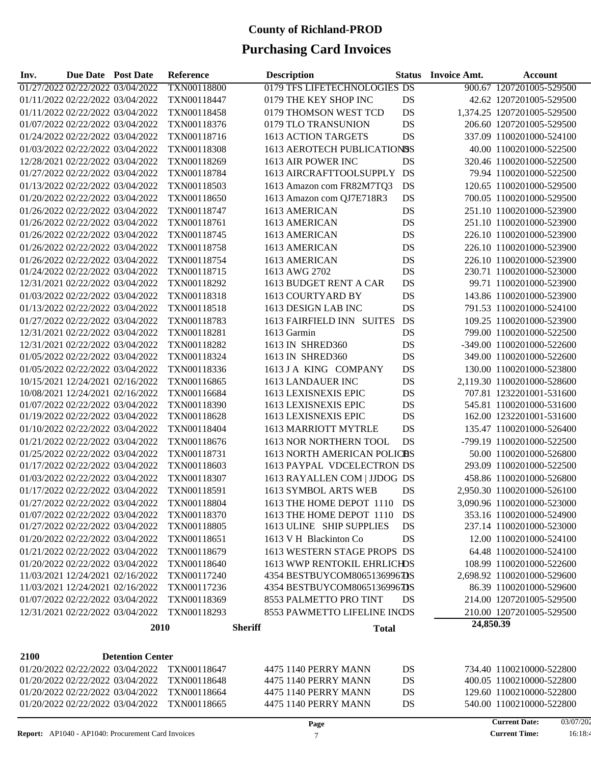# County of Richland-PROD

## Purchasing Card Invoices

| Inv. | Due Date | Post Date | Reference | Description | Status | Invoice Amt. | Account |
|---|---|---|---|---|---|---|---|
| 01/27/2022 | 02/22/2022 | 03/04/2022 | TXN00118800 | 0179 TFS LIFETECHNOLOGIES | DS | 900.67 | 1207201005-529500 |
| 01/11/2022 | 02/22/2022 | 03/04/2022 | TXN00118447 | 0179 THE KEY SHOP INC | DS | 42.62 | 1207201005-529500 |
| 01/11/2022 | 02/22/2022 | 03/04/2022 | TXN00118458 | 0179 THOMSON WEST TCD | DS | 1,374.25 | 1207201005-529500 |
| 01/07/2022 | 02/22/2022 | 03/04/2022 | TXN00118376 | 0179 TLO TRANSUNION | DS | 206.60 | 1207201005-529500 |
| 01/24/2022 | 02/22/2022 | 03/04/2022 | TXN00118716 | 1613 ACTION TARGETS | DS | 337.09 | 1100201000-524100 |
| 01/03/2022 | 02/22/2022 | 03/04/2022 | TXN00118308 | 1613 AEROTECH PUBLICATIONS | DS | 40.00 | 1100201000-522500 |
| 12/28/2021 | 02/22/2022 | 03/04/2022 | TXN00118269 | 1613 AIR POWER INC | DS | 320.46 | 1100201000-522500 |
| 01/27/2022 | 02/22/2022 | 03/04/2022 | TXN00118784 | 1613 AIRCRAFTTOOLSUPPLY | DS | 79.94 | 1100201000-522500 |
| 01/13/2022 | 02/22/2022 | 03/04/2022 | TXN00118503 | 1613 Amazon com FR82M7TQ3 | DS | 120.65 | 1100201000-529500 |
| 01/20/2022 | 02/22/2022 | 03/04/2022 | TXN00118650 | 1613 Amazon com QJ7E718R3 | DS | 700.05 | 1100201000-529500 |
| 01/26/2022 | 02/22/2022 | 03/04/2022 | TXN00118747 | 1613 AMERICAN | DS | 251.10 | 1100201000-523900 |
| 01/26/2022 | 02/22/2022 | 03/04/2022 | TXN00118761 | 1613 AMERICAN | DS | 251.10 | 1100201000-523900 |
| 01/26/2022 | 02/22/2022 | 03/04/2022 | TXN00118745 | 1613 AMERICAN | DS | 226.10 | 1100201000-523900 |
| 01/26/2022 | 02/22/2022 | 03/04/2022 | TXN00118758 | 1613 AMERICAN | DS | 226.10 | 1100201000-523900 |
| 01/26/2022 | 02/22/2022 | 03/04/2022 | TXN00118754 | 1613 AMERICAN | DS | 226.10 | 1100201000-523900 |
| 01/24/2022 | 02/22/2022 | 03/04/2022 | TXN00118715 | 1613 AWG 2702 | DS | 230.71 | 1100201000-523000 |
| 12/31/2021 | 02/22/2022 | 03/04/2022 | TXN00118292 | 1613 BUDGET RENT A CAR | DS | 99.71 | 1100201000-523900 |
| 01/03/2022 | 02/22/2022 | 03/04/2022 | TXN00118318 | 1613 COURTYARD BY | DS | 143.86 | 1100201000-523900 |
| 01/13/2022 | 02/22/2022 | 03/04/2022 | TXN00118518 | 1613 DESIGN LAB INC | DS | 791.53 | 1100201000-524100 |
| 01/27/2022 | 02/22/2022 | 03/04/2022 | TXN00118783 | 1613 FAIRFIELD INN SUITES | DS | 109.25 | 1100201000-523900 |
| 12/31/2021 | 02/22/2022 | 03/04/2022 | TXN00118281 | 1613 Garmin | DS | 799.00 | 1100201000-522500 |
| 12/31/2021 | 02/22/2022 | 03/04/2022 | TXN00118282 | 1613 IN SHRED360 | DS | -349.00 | 1100201000-522600 |
| 01/05/2022 | 02/22/2022 | 03/04/2022 | TXN00118324 | 1613 IN SHRED360 | DS | 349.00 | 1100201000-522600 |
| 01/05/2022 | 02/22/2022 | 03/04/2022 | TXN00118336 | 1613 J A KING COMPANY | DS | 130.00 | 1100201000-523800 |
| 10/15/2021 | 12/24/2021 | 02/16/2022 | TXN00116865 | 1613 LANDAUER INC | DS | 2,119.30 | 1100201000-528600 |
| 10/08/2021 | 12/24/2021 | 02/16/2022 | TXN00116684 | 1613 LEXISNEXIS EPIC | DS | 707.81 | 1232201001-531600 |
| 01/07/2022 | 02/22/2022 | 03/04/2022 | TXN00118390 | 1613 LEXISNEXIS EPIC | DS | 545.81 | 1100201000-531600 |
| 01/19/2022 | 02/22/2022 | 03/04/2022 | TXN00118628 | 1613 LEXISNEXIS EPIC | DS | 162.00 | 1232201001-531600 |
| 01/10/2022 | 02/22/2022 | 03/04/2022 | TXN00118404 | 1613 MARRIOTT MYTRLE | DS | 135.47 | 1100201000-526400 |
| 01/21/2022 | 02/22/2022 | 03/04/2022 | TXN00118676 | 1613 NOR NORTHERN TOOL | DS | -799.19 | 1100201000-522500 |
| 01/25/2022 | 02/22/2022 | 03/04/2022 | TXN00118731 | 1613 NORTH AMERICAN POLICE | DS | 50.00 | 1100201000-526800 |
| 01/17/2022 | 02/22/2022 | 03/04/2022 | TXN00118603 | 1613 PAYPAL VDCELECTRON | DS | 293.09 | 1100201000-522500 |
| 01/03/2022 | 02/22/2022 | 03/04/2022 | TXN00118307 | 1613 RAYALLEN COM \| JJDOG | DS | 458.86 | 1100201000-526800 |
| 01/17/2022 | 02/22/2022 | 03/04/2022 | TXN00118591 | 1613 SYMBOL ARTS WEB | DS | 2,950.30 | 1100201000-526100 |
| 01/27/2022 | 02/22/2022 | 03/04/2022 | TXN00118804 | 1613 THE HOME DEPOT 1110 | DS | 3,090.96 | 1100201000-523000 |
| 01/07/2022 | 02/22/2022 | 03/04/2022 | TXN00118370 | 1613 THE HOME DEPOT 1110 | DS | 353.16 | 1100201000-524900 |
| 01/27/2022 | 02/22/2022 | 03/04/2022 | TXN00118805 | 1613 ULINE SHIP SUPPLIES | DS | 237.14 | 1100201000-523000 |
| 01/20/2022 | 02/22/2022 | 03/04/2022 | TXN00118651 | 1613 V H Blackinton Co | DS | 12.00 | 1100201000-524100 |
| 01/21/2022 | 02/22/2022 | 03/04/2022 | TXN00118679 | 1613 WESTERN STAGE PROPS | DS | 64.48 | 1100201000-524100 |
| 01/20/2022 | 02/22/2022 | 03/04/2022 | TXN00118640 | 1613 WWP RENTOKIL EHRLICH | DS | 108.99 | 1100201000-522600 |
| 11/03/2021 | 12/24/2021 | 02/16/2022 | TXN00117240 | 4354 BESTBUYCOM806513699671 | DS | 2,698.92 | 1100201000-529600 |
| 11/03/2021 | 12/24/2021 | 02/16/2022 | TXN00117236 | 4354 BESTBUYCOM806513699671 | DS | 86.39 | 1100201000-529600 |
| 01/07/2022 | 02/22/2022 | 03/04/2022 | TXN00118369 | 8553 PALMETTO PRO TINT | DS | 214.00 | 1207201005-529500 |
| 12/31/2021 | 02/22/2022 | 03/04/2022 | TXN00118293 | 8553 PAWMETTO LIFELINE INC | DS | 210.00 | 1207201005-529500 |
| | | 2010 | | Sheriff | Total | 24,850.39 | |

**2100 Detention Center**

| Inv. | Due Date | Post Date | Reference | Description | Status | Invoice Amt. | Account |
|---|---|---|---|---|---|---|---|
| 01/20/2022 | 02/22/2022 | 03/04/2022 | TXN00118647 | 4475 1140 PERRY MANN | DS | 734.40 | 1100210000-522800 |
| 01/20/2022 | 02/22/2022 | 03/04/2022 | TXN00118648 | 4475 1140 PERRY MANN | DS | 400.05 | 1100210000-522800 |
| 01/20/2022 | 02/22/2022 | 03/04/2022 | TXN00118664 | 4475 1140 PERRY MANN | DS | 129.60 | 1100210000-522800 |
| 01/20/2022 | 02/22/2022 | 03/04/2022 | TXN00118665 | 4475 1140 PERRY MANN | DS | 540.00 | 1100210000-522800 |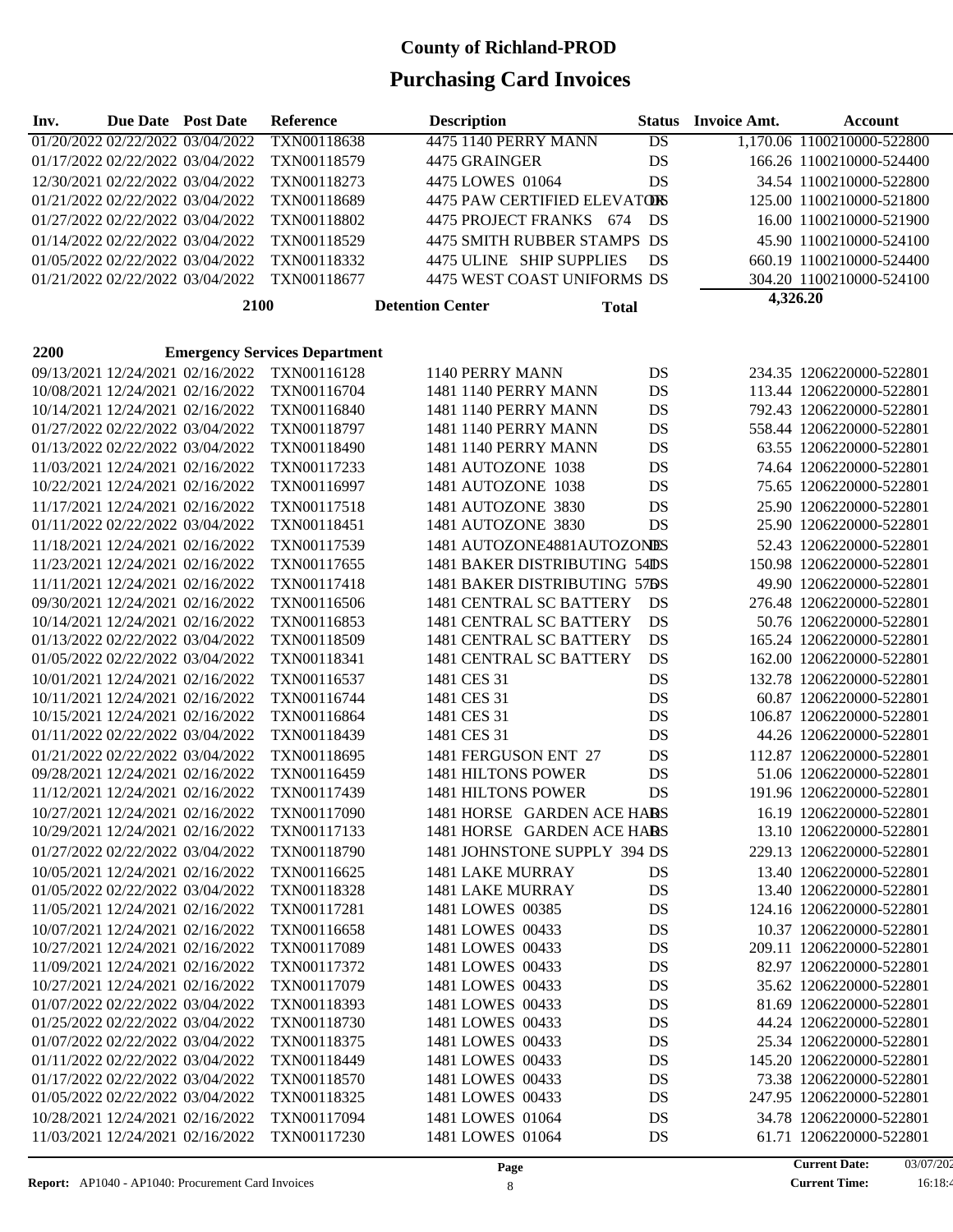# County of Richland-PROD

## Purchasing Card Invoices

| Inv. | Due Date | Post Date | Reference | Description | Status | Invoice Amt. | Account |
|---|---|---|---|---|---|---|---|
| 01/20/2022 | 02/22/2022 | 03/04/2022 | TXN00118638 | 4475 1140 PERRY MANN | DS | 1,170.06 | 1100210000-522800 |
| 01/17/2022 | 02/22/2022 | 03/04/2022 | TXN00118579 | 4475 GRAINGER | DS | 166.26 | 1100210000-524400 |
| 12/30/2021 | 02/22/2022 | 03/04/2022 | TXN00118273 | 4475 LOWES 01064 | DS | 34.54 | 1100210000-522800 |
| 01/21/2022 | 02/22/2022 | 03/04/2022 | TXN00118689 | 4475 PAW CERTIFIED ELEVATORS | DS | 125.00 | 1100210000-521800 |
| 01/27/2022 | 02/22/2022 | 03/04/2022 | TXN00118802 | 4475 PROJECT FRANKS 674 | DS | 16.00 | 1100210000-521900 |
| 01/14/2022 | 02/22/2022 | 03/04/2022 | TXN00118529 | 4475 SMITH RUBBER STAMPS | DS | 45.90 | 1100210000-524100 |
| 01/05/2022 | 02/22/2022 | 03/04/2022 | TXN00118332 | 4475 ULINE SHIP SUPPLIES | DS | 660.19 | 1100210000-524400 |
| 01/21/2022 | 02/22/2022 | 03/04/2022 | TXN00118677 | 4475 WEST COAST UNIFORMS | DS | 304.20 | 1100210000-524100 |
| | | 2100 | | Detention Center | Total | 4,326.20 | |
| **2200** | **Emergency Services Department** | | | | | | |
| 09/13/2021 | 12/24/2021 | 02/16/2022 | TXN00116128 | 1140 PERRY MANN | DS | 234.35 | 1206220000-522801 |
| 10/08/2021 | 12/24/2021 | 02/16/2022 | TXN00116704 | 1481 1140 PERRY MANN | DS | 113.44 | 1206220000-522801 |
| 10/14/2021 | 12/24/2021 | 02/16/2022 | TXN00116840 | 1481 1140 PERRY MANN | DS | 792.43 | 1206220000-522801 |
| 01/27/2022 | 02/22/2022 | 03/04/2022 | TXN00118797 | 1481 1140 PERRY MANN | DS | 558.44 | 1206220000-522801 |
| 01/13/2022 | 02/22/2022 | 03/04/2022 | TXN00118490 | 1481 1140 PERRY MANN | DS | 63.55 | 1206220000-522801 |
| 11/03/2021 | 12/24/2021 | 02/16/2022 | TXN00117233 | 1481 AUTOZONE 1038 | DS | 74.64 | 1206220000-522801 |
| 10/22/2021 | 12/24/2021 | 02/16/2022 | TXN00116997 | 1481 AUTOZONE 1038 | DS | 75.65 | 1206220000-522801 |
| 11/17/2021 | 12/24/2021 | 02/16/2022 | TXN00117518 | 1481 AUTOZONE 3830 | DS | 25.90 | 1206220000-522801 |
| 01/11/2022 | 02/22/2022 | 03/04/2022 | TXN00118451 | 1481 AUTOZONE 3830 | DS | 25.90 | 1206220000-522801 |
| 11/18/2021 | 12/24/2021 | 02/16/2022 | TXN00117539 | 1481 AUTOZONE4881AUTOZONE | DS | 52.43 | 1206220000-522801 |
| 11/23/2021 | 12/24/2021 | 02/16/2022 | TXN00117655 | 1481 BAKER DISTRIBUTING 541 | DS | 150.98 | 1206220000-522801 |
| 11/11/2021 | 12/24/2021 | 02/16/2022 | TXN00117418 | 1481 BAKER DISTRIBUTING 575 | DS | 49.90 | 1206220000-522801 |
| 09/30/2021 | 12/24/2021 | 02/16/2022 | TXN00116506 | 1481 CENTRAL SC BATTERY | DS | 276.48 | 1206220000-522801 |
| 10/14/2021 | 12/24/2021 | 02/16/2022 | TXN00116853 | 1481 CENTRAL SC BATTERY | DS | 50.76 | 1206220000-522801 |
| 01/13/2022 | 02/22/2022 | 03/04/2022 | TXN00118509 | 1481 CENTRAL SC BATTERY | DS | 165.24 | 1206220000-522801 |
| 01/05/2022 | 02/22/2022 | 03/04/2022 | TXN00118341 | 1481 CENTRAL SC BATTERY | DS | 162.00 | 1206220000-522801 |
| 10/01/2021 | 12/24/2021 | 02/16/2022 | TXN00116537 | 1481 CES 31 | DS | 132.78 | 1206220000-522801 |
| 10/11/2021 | 12/24/2021 | 02/16/2022 | TXN00116744 | 1481 CES 31 | DS | 60.87 | 1206220000-522801 |
| 10/15/2021 | 12/24/2021 | 02/16/2022 | TXN00116864 | 1481 CES 31 | DS | 106.87 | 1206220000-522801 |
| 01/11/2022 | 02/22/2022 | 03/04/2022 | TXN00118439 | 1481 CES 31 | DS | 44.26 | 1206220000-522801 |
| 01/21/2022 | 02/22/2022 | 03/04/2022 | TXN00118695 | 1481 FERGUSON ENT 27 | DS | 112.87 | 1206220000-522801 |
| 09/28/2021 | 12/24/2021 | 02/16/2022 | TXN00116459 | 1481 HILTONS POWER | DS | 51.06 | 1206220000-522801 |
| 11/12/2021 | 12/24/2021 | 02/16/2022 | TXN00117439 | 1481 HILTONS POWER | DS | 191.96 | 1206220000-522801 |
| 10/27/2021 | 12/24/2021 | 02/16/2022 | TXN00117090 | 1481 HORSE GARDEN ACE HAR | DS | 16.19 | 1206220000-522801 |
| 10/29/2021 | 12/24/2021 | 02/16/2022 | TXN00117133 | 1481 HORSE GARDEN ACE HAR | DS | 13.10 | 1206220000-522801 |
| 01/27/2022 | 02/22/2022 | 03/04/2022 | TXN00118790 | 1481 JOHNSTONE SUPPLY 394 | DS | 229.13 | 1206220000-522801 |
| 10/05/2021 | 12/24/2021 | 02/16/2022 | TXN00116625 | 1481 LAKE MURRAY | DS | 13.40 | 1206220000-522801 |
| 01/05/2022 | 02/22/2022 | 03/04/2022 | TXN00118328 | 1481 LAKE MURRAY | DS | 13.40 | 1206220000-522801 |
| 11/05/2021 | 12/24/2021 | 02/16/2022 | TXN00117281 | 1481 LOWES 00385 | DS | 124.16 | 1206220000-522801 |
| 10/07/2021 | 12/24/2021 | 02/16/2022 | TXN00116658 | 1481 LOWES 00433 | DS | 10.37 | 1206220000-522801 |
| 10/27/2021 | 12/24/2021 | 02/16/2022 | TXN00117089 | 1481 LOWES 00433 | DS | 209.11 | 1206220000-522801 |
| 11/09/2021 | 12/24/2021 | 02/16/2022 | TXN00117372 | 1481 LOWES 00433 | DS | 82.97 | 1206220000-522801 |
| 10/27/2021 | 12/24/2021 | 02/16/2022 | TXN00117079 | 1481 LOWES 00433 | DS | 35.62 | 1206220000-522801 |
| 01/07/2022 | 02/22/2022 | 03/04/2022 | TXN00118393 | 1481 LOWES 00433 | DS | 81.69 | 1206220000-522801 |
| 01/25/2022 | 02/22/2022 | 03/04/2022 | TXN00118730 | 1481 LOWES 00433 | DS | 44.24 | 1206220000-522801 |
| 01/07/2022 | 02/22/2022 | 03/04/2022 | TXN00118375 | 1481 LOWES 00433 | DS | 25.34 | 1206220000-522801 |
| 01/11/2022 | 02/22/2022 | 03/04/2022 | TXN00118449 | 1481 LOWES 00433 | DS | 145.20 | 1206220000-522801 |
| 01/17/2022 | 02/22/2022 | 03/04/2022 | TXN00118570 | 1481 LOWES 00433 | DS | 73.38 | 1206220000-522801 |
| 01/05/2022 | 02/22/2022 | 03/04/2022 | TXN00118325 | 1481 LOWES 00433 | DS | 247.95 | 1206220000-522801 |
| 10/28/2021 | 12/24/2021 | 02/16/2022 | TXN00117094 | 1481 LOWES 01064 | DS | 34.78 | 1206220000-522801 |
| 11/03/2021 | 12/24/2021 | 02/16/2022 | TXN00117230 | 1481 LOWES 01064 | DS | 61.71 | 1206220000-522801 |

**Report:** AP1040 - AP1040: Procurement Card Invoices

**Current Date:** 03/07/202

**Current Time:** 16:18:4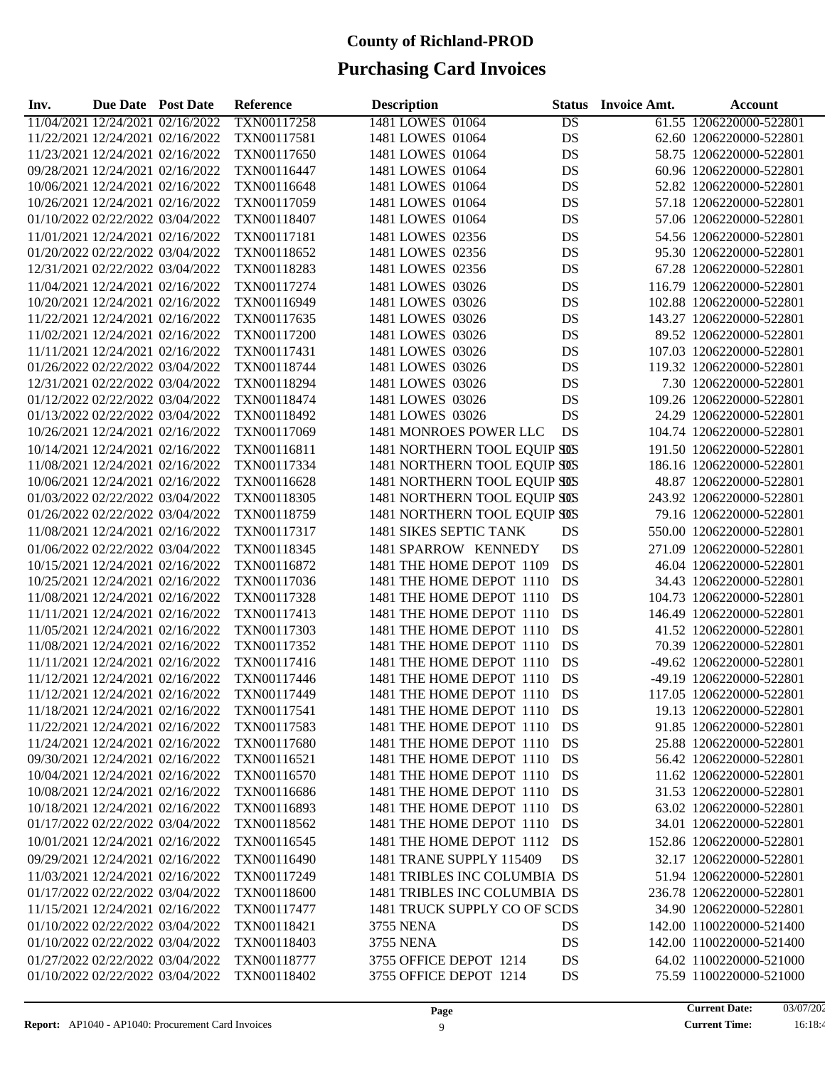# County of Richland-PROD

# Purchasing Card Invoices

| Inv. | Due Date | Post Date | Reference | Description | Status | Invoice Amt. | Account |
|---|---|---|---|---|---|---|---|
| 11/04/2021 | 12/24/2021 | 02/16/2022 | TXN00117258 | 1481 LOWES 01064 | DS | 61.55 | 1206220000-522801 |
| 11/22/2021 | 12/24/2021 | 02/16/2022 | TXN00117581 | 1481 LOWES 01064 | DS | 62.60 | 1206220000-522801 |
| 11/23/2021 | 12/24/2021 | 02/16/2022 | TXN00117650 | 1481 LOWES 01064 | DS | 58.75 | 1206220000-522801 |
| 09/28/2021 | 12/24/2021 | 02/16/2022 | TXN00116447 | 1481 LOWES 01064 | DS | 60.96 | 1206220000-522801 |
| 10/06/2021 | 12/24/2021 | 02/16/2022 | TXN00116648 | 1481 LOWES 01064 | DS | 52.82 | 1206220000-522801 |
| 10/26/2021 | 12/24/2021 | 02/16/2022 | TXN00117059 | 1481 LOWES 01064 | DS | 57.18 | 1206220000-522801 |
| 01/10/2022 | 02/22/2022 | 03/04/2022 | TXN00118407 | 1481 LOWES 01064 | DS | 57.06 | 1206220000-522801 |
| 11/01/2021 | 12/24/2021 | 02/16/2022 | TXN00117181 | 1481 LOWES 02356 | DS | 54.56 | 1206220000-522801 |
| 01/20/2022 | 02/22/2022 | 03/04/2022 | TXN00118652 | 1481 LOWES 02356 | DS | 95.30 | 1206220000-522801 |
| 12/31/2021 | 02/22/2022 | 03/04/2022 | TXN00118283 | 1481 LOWES 02356 | DS | 67.28 | 1206220000-522801 |
| 11/04/2021 | 12/24/2021 | 02/16/2022 | TXN00117274 | 1481 LOWES 03026 | DS | 116.79 | 1206220000-522801 |
| 10/20/2021 | 12/24/2021 | 02/16/2022 | TXN00116949 | 1481 LOWES 03026 | DS | 102.88 | 1206220000-522801 |
| 11/22/2021 | 12/24/2021 | 02/16/2022 | TXN00117635 | 1481 LOWES 03026 | DS | 143.27 | 1206220000-522801 |
| 11/02/2021 | 12/24/2021 | 02/16/2022 | TXN00117200 | 1481 LOWES 03026 | DS | 89.52 | 1206220000-522801 |
| 11/11/2021 | 12/24/2021 | 02/16/2022 | TXN00117431 | 1481 LOWES 03026 | DS | 107.03 | 1206220000-522801 |
| 01/26/2022 | 02/22/2022 | 03/04/2022 | TXN00118744 | 1481 LOWES 03026 | DS | 119.32 | 1206220000-522801 |
| 12/31/2021 | 02/22/2022 | 03/04/2022 | TXN00118294 | 1481 LOWES 03026 | DS | 7.30 | 1206220000-522801 |
| 01/12/2022 | 02/22/2022 | 03/04/2022 | TXN00118474 | 1481 LOWES 03026 | DS | 109.26 | 1206220000-522801 |
| 01/13/2022 | 02/22/2022 | 03/04/2022 | TXN00118492 | 1481 LOWES 03026 | DS | 24.29 | 1206220000-522801 |
| 10/26/2021 | 12/24/2021 | 02/16/2022 | TXN00117069 | 1481 MONROES POWER LLC | DS | 104.74 | 1206220000-522801 |
| 10/14/2021 | 12/24/2021 | 02/16/2022 | TXN00116811 | 1481 NORTHERN TOOL EQUIP SOS | DS | 191.50 | 1206220000-522801 |
| 11/08/2021 | 12/24/2021 | 02/16/2022 | TXN00117334 | 1481 NORTHERN TOOL EQUIP SOS | DS | 186.16 | 1206220000-522801 |
| 10/06/2021 | 12/24/2021 | 02/16/2022 | TXN00116628 | 1481 NORTHERN TOOL EQUIP SOS | DS | 48.87 | 1206220000-522801 |
| 01/03/2022 | 02/22/2022 | 03/04/2022 | TXN00118305 | 1481 NORTHERN TOOL EQUIP SOS | DS | 243.92 | 1206220000-522801 |
| 01/26/2022 | 02/22/2022 | 03/04/2022 | TXN00118759 | 1481 NORTHERN TOOL EQUIP SOS | DS | 79.16 | 1206220000-522801 |
| 11/08/2021 | 12/24/2021 | 02/16/2022 | TXN00117317 | 1481 SIKES SEPTIC TANK | DS | 550.00 | 1206220000-522801 |
| 01/06/2022 | 02/22/2022 | 03/04/2022 | TXN00118345 | 1481 SPARROW KENNEDY | DS | 271.09 | 1206220000-522801 |
| 10/15/2021 | 12/24/2021 | 02/16/2022 | TXN00116872 | 1481 THE HOME DEPOT 1109 | DS | 46.04 | 1206220000-522801 |
| 10/25/2021 | 12/24/2021 | 02/16/2022 | TXN00117036 | 1481 THE HOME DEPOT 1110 | DS | 34.43 | 1206220000-522801 |
| 11/08/2021 | 12/24/2021 | 02/16/2022 | TXN00117328 | 1481 THE HOME DEPOT 1110 | DS | 104.73 | 1206220000-522801 |
| 11/11/2021 | 12/24/2021 | 02/16/2022 | TXN00117413 | 1481 THE HOME DEPOT 1110 | DS | 146.49 | 1206220000-522801 |
| 11/05/2021 | 12/24/2021 | 02/16/2022 | TXN00117303 | 1481 THE HOME DEPOT 1110 | DS | 41.52 | 1206220000-522801 |
| 11/08/2021 | 12/24/2021 | 02/16/2022 | TXN00117352 | 1481 THE HOME DEPOT 1110 | DS | 70.39 | 1206220000-522801 |
| 11/11/2021 | 12/24/2021 | 02/16/2022 | TXN00117416 | 1481 THE HOME DEPOT 1110 | DS | -49.62 | 1206220000-522801 |
| 11/12/2021 | 12/24/2021 | 02/16/2022 | TXN00117446 | 1481 THE HOME DEPOT 1110 | DS | -49.19 | 1206220000-522801 |
| 11/12/2021 | 12/24/2021 | 02/16/2022 | TXN00117449 | 1481 THE HOME DEPOT 1110 | DS | 117.05 | 1206220000-522801 |
| 11/18/2021 | 12/24/2021 | 02/16/2022 | TXN00117541 | 1481 THE HOME DEPOT 1110 | DS | 19.13 | 1206220000-522801 |
| 11/22/2021 | 12/24/2021 | 02/16/2022 | TXN00117583 | 1481 THE HOME DEPOT 1110 | DS | 91.85 | 1206220000-522801 |
| 11/24/2021 | 12/24/2021 | 02/16/2022 | TXN00117680 | 1481 THE HOME DEPOT 1110 | DS | 25.88 | 1206220000-522801 |
| 09/30/2021 | 12/24/2021 | 02/16/2022 | TXN00116521 | 1481 THE HOME DEPOT 1110 | DS | 56.42 | 1206220000-522801 |
| 10/04/2021 | 12/24/2021 | 02/16/2022 | TXN00116570 | 1481 THE HOME DEPOT 1110 | DS | 11.62 | 1206220000-522801 |
| 10/08/2021 | 12/24/2021 | 02/16/2022 | TXN00116686 | 1481 THE HOME DEPOT 1110 | DS | 31.53 | 1206220000-522801 |
| 10/18/2021 | 12/24/2021 | 02/16/2022 | TXN00116893 | 1481 THE HOME DEPOT 1110 | DS | 63.02 | 1206220000-522801 |
| 01/17/2022 | 02/22/2022 | 03/04/2022 | TXN00118562 | 1481 THE HOME DEPOT 1110 | DS | 34.01 | 1206220000-522801 |
| 10/01/2021 | 12/24/2021 | 02/16/2022 | TXN00116545 | 1481 THE HOME DEPOT 1112 | DS | 152.86 | 1206220000-522801 |
| 09/29/2021 | 12/24/2021 | 02/16/2022 | TXN00116490 | 1481 TRANE SUPPLY 115409 | DS | 32.17 | 1206220000-522801 |
| 11/03/2021 | 12/24/2021 | 02/16/2022 | TXN00117249 | 1481 TRIBLES INC COLUMBIA | DS | 51.94 | 1206220000-522801 |
| 01/17/2022 | 02/22/2022 | 03/04/2022 | TXN00118600 | 1481 TRIBLES INC COLUMBIA | DS | 236.78 | 1206220000-522801 |
| 11/15/2021 | 12/24/2021 | 02/16/2022 | TXN00117477 | 1481 TRUCK SUPPLY CO OF SC | DS | 34.90 | 1206220000-522801 |
| 01/10/2022 | 02/22/2022 | 03/04/2022 | TXN00118421 | 3755 NENA | DS | 142.00 | 1100220000-521400 |
| 01/10/2022 | 02/22/2022 | 03/04/2022 | TXN00118403 | 3755 NENA | DS | 142.00 | 1100220000-521400 |
| 01/27/2022 | 02/22/2022 | 03/04/2022 | TXN00118777 | 3755 OFFICE DEPOT 1214 | DS | 64.02 | 1100220000-521000 |
| 01/10/2022 | 02/22/2022 | 03/04/2022 | TXN00118402 | 3755 OFFICE DEPOT 1214 | DS | 75.59 | 1100220000-521000 |

**Report:** AP1040 - AP1040: Procurement Card Invoices

**Current Date:** 03/07/202

**Current Time:** 16:18:4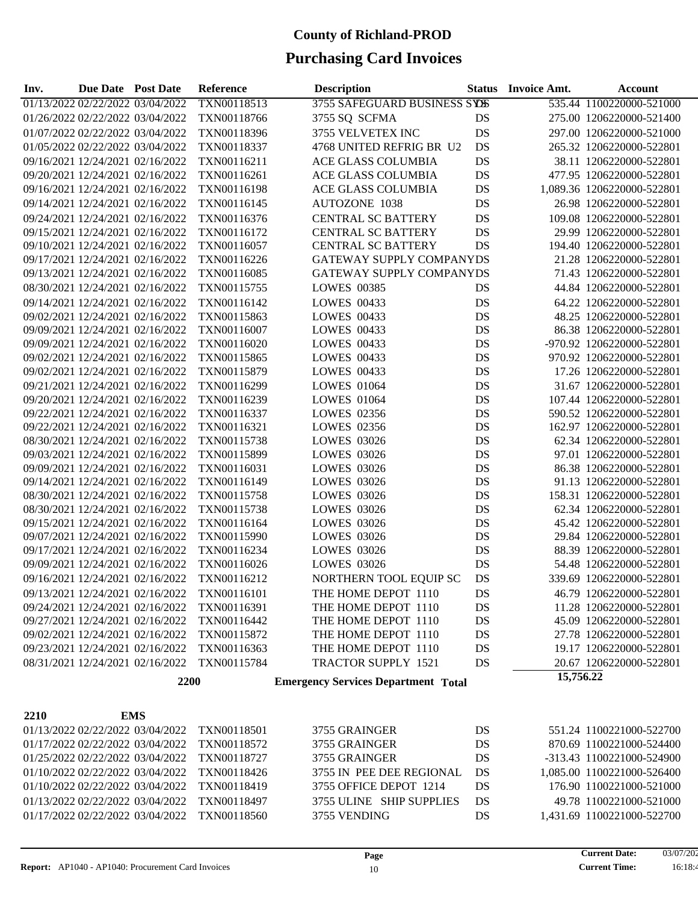# County of Richland-PROD

# Purchasing Card Invoices

| Inv. | Due Date | Post Date | Reference | Description | Status | Invoice Amt. | Account |
|---|---|---|---|---|---|---|---|
| 01/13/2022 | 02/22/2022 | 03/04/2022 | TXN00118513 | 3755 SAFEGUARD BUSINESS SYS | DS | 535.44 | 1100220000-521000 |
| 01/26/2022 | 02/22/2022 | 03/04/2022 | TXN00118766 | 3755 SQ SCFMA | DS | 275.00 | 1206220000-521400 |
| 01/07/2022 | 02/22/2022 | 03/04/2022 | TXN00118396 | 3755 VELVETEX INC | DS | 297.00 | 1206220000-521000 |
| 01/05/2022 | 02/22/2022 | 03/04/2022 | TXN00118337 | 4768 UNITED REFRIG BR U2 | DS | 265.32 | 1206220000-522801 |
| 09/16/2021 | 12/24/2021 | 02/16/2022 | TXN00116211 | ACE GLASS COLUMBIA | DS | 38.11 | 1206220000-522801 |
| 09/20/2021 | 12/24/2021 | 02/16/2022 | TXN00116261 | ACE GLASS COLUMBIA | DS | 477.95 | 1206220000-522801 |
| 09/16/2021 | 12/24/2021 | 02/16/2022 | TXN00116198 | ACE GLASS COLUMBIA | DS | 1,089.36 | 1206220000-522801 |
| 09/14/2021 | 12/24/2021 | 02/16/2022 | TXN00116145 | AUTOZONE 1038 | DS | 26.98 | 1206220000-522801 |
| 09/24/2021 | 12/24/2021 | 02/16/2022 | TXN00116376 | CENTRAL SC BATTERY | DS | 109.08 | 1206220000-522801 |
| 09/15/2021 | 12/24/2021 | 02/16/2022 | TXN00116172 | CENTRAL SC BATTERY | DS | 29.99 | 1206220000-522801 |
| 09/10/2021 | 12/24/2021 | 02/16/2022 | TXN00116057 | CENTRAL SC BATTERY | DS | 194.40 | 1206220000-522801 |
| 09/17/2021 | 12/24/2021 | 02/16/2022 | TXN00116226 | GATEWAY SUPPLY COMPANY | DS | 21.28 | 1206220000-522801 |
| 09/13/2021 | 12/24/2021 | 02/16/2022 | TXN00116085 | GATEWAY SUPPLY COMPANY | DS | 71.43 | 1206220000-522801 |
| 08/30/2021 | 12/24/2021 | 02/16/2022 | TXN00115755 | LOWES 00385 | DS | 44.84 | 1206220000-522801 |
| 09/14/2021 | 12/24/2021 | 02/16/2022 | TXN00116142 | LOWES 00433 | DS | 64.22 | 1206220000-522801 |
| 09/02/2021 | 12/24/2021 | 02/16/2022 | TXN00115863 | LOWES 00433 | DS | 48.25 | 1206220000-522801 |
| 09/09/2021 | 12/24/2021 | 02/16/2022 | TXN00116007 | LOWES 00433 | DS | 86.38 | 1206220000-522801 |
| 09/09/2021 | 12/24/2021 | 02/16/2022 | TXN00116020 | LOWES 00433 | DS | -970.92 | 1206220000-522801 |
| 09/02/2021 | 12/24/2021 | 02/16/2022 | TXN00115865 | LOWES 00433 | DS | 970.92 | 1206220000-522801 |
| 09/02/2021 | 12/24/2021 | 02/16/2022 | TXN00115879 | LOWES 00433 | DS | 17.26 | 1206220000-522801 |
| 09/21/2021 | 12/24/2021 | 02/16/2022 | TXN00116299 | LOWES 01064 | DS | 31.67 | 1206220000-522801 |
| 09/20/2021 | 12/24/2021 | 02/16/2022 | TXN00116239 | LOWES 01064 | DS | 107.44 | 1206220000-522801 |
| 09/22/2021 | 12/24/2021 | 02/16/2022 | TXN00116337 | LOWES 02356 | DS | 590.52 | 1206220000-522801 |
| 09/22/2021 | 12/24/2021 | 02/16/2022 | TXN00116321 | LOWES 02356 | DS | 162.97 | 1206220000-522801 |
| 08/30/2021 | 12/24/2021 | 02/16/2022 | TXN00115738 | LOWES 03026 | DS | 62.34 | 1206220000-522801 |
| 09/03/2021 | 12/24/2021 | 02/16/2022 | TXN00115899 | LOWES 03026 | DS | 97.01 | 1206220000-522801 |
| 09/09/2021 | 12/24/2021 | 02/16/2022 | TXN00116031 | LOWES 03026 | DS | 86.38 | 1206220000-522801 |
| 09/14/2021 | 12/24/2021 | 02/16/2022 | TXN00116149 | LOWES 03026 | DS | 91.13 | 1206220000-522801 |
| 08/30/2021 | 12/24/2021 | 02/16/2022 | TXN00115758 | LOWES 03026 | DS | 158.31 | 1206220000-522801 |
| 08/30/2021 | 12/24/2021 | 02/16/2022 | TXN00115738 | LOWES 03026 | DS | 62.34 | 1206220000-522801 |
| 09/15/2021 | 12/24/2021 | 02/16/2022 | TXN00116164 | LOWES 03026 | DS | 45.42 | 1206220000-522801 |
| 09/07/2021 | 12/24/2021 | 02/16/2022 | TXN00115990 | LOWES 03026 | DS | 29.84 | 1206220000-522801 |
| 09/17/2021 | 12/24/2021 | 02/16/2022 | TXN00116234 | LOWES 03026 | DS | 88.39 | 1206220000-522801 |
| 09/09/2021 | 12/24/2021 | 02/16/2022 | TXN00116026 | LOWES 03026 | DS | 54.48 | 1206220000-522801 |
| 09/16/2021 | 12/24/2021 | 02/16/2022 | TXN00116212 | NORTHERN TOOL EQUIP SC | DS | 339.69 | 1206220000-522801 |
| 09/13/2021 | 12/24/2021 | 02/16/2022 | TXN00116101 | THE HOME DEPOT 1110 | DS | 46.79 | 1206220000-522801 |
| 09/24/2021 | 12/24/2021 | 02/16/2022 | TXN00116391 | THE HOME DEPOT 1110 | DS | 11.28 | 1206220000-522801 |
| 09/27/2021 | 12/24/2021 | 02/16/2022 | TXN00116442 | THE HOME DEPOT 1110 | DS | 45.09 | 1206220000-522801 |
| 09/02/2021 | 12/24/2021 | 02/16/2022 | TXN00115872 | THE HOME DEPOT 1110 | DS | 27.78 | 1206220000-522801 |
| 09/23/2021 | 12/24/2021 | 02/16/2022 | TXN00116363 | THE HOME DEPOT 1110 | DS | 19.17 | 1206220000-522801 |
| 08/31/2021 | 12/24/2021 | 02/16/2022 | TXN00115784 | TRACTOR SUPPLY 1521 | DS | 20.67 | 1206220000-522801 |
| | | 2200 | | **Emergency Services Department Total** | | **15,756.22** | |

**2210 EMS**

| Inv. | Due Date | Post Date | Reference | Description | Status | Invoice Amt. | Account |
|---|---|---|---|---|---|---|---|
| 01/13/2022 | 02/22/2022 | 03/04/2022 | TXN00118501 | 3755 GRAINGER | DS | 551.24 | 1100221000-522700 |
| 01/17/2022 | 02/22/2022 | 03/04/2022 | TXN00118572 | 3755 GRAINGER | DS | 870.69 | 1100221000-524400 |
| 01/25/2022 | 02/22/2022 | 03/04/2022 | TXN00118727 | 3755 GRAINGER | DS | -313.43 | 1100221000-524900 |
| 01/10/2022 | 02/22/2022 | 03/04/2022 | TXN00118426 | 3755 IN PEE DEE REGIONAL | DS | 1,085.00 | 1100221000-526400 |
| 01/10/2022 | 02/22/2022 | 03/04/2022 | TXN00118419 | 3755 OFFICE DEPOT 1214 | DS | 176.90 | 1100221000-521000 |
| 01/13/2022 | 02/22/2022 | 03/04/2022 | TXN00118497 | 3755 ULINE SHIP SUPPLIES | DS | 49.78 | 1100221000-521000 |
| 01/17/2022 | 02/22/2022 | 03/04/2022 | TXN00118560 | 3755 VENDING | DS | 1,431.69 | 1100221000-522700 |

**Report:** AP1040 - AP1040: Procurement Card Invoices

**Current Date:** 03/07/202

**Current Time:** 16:18:4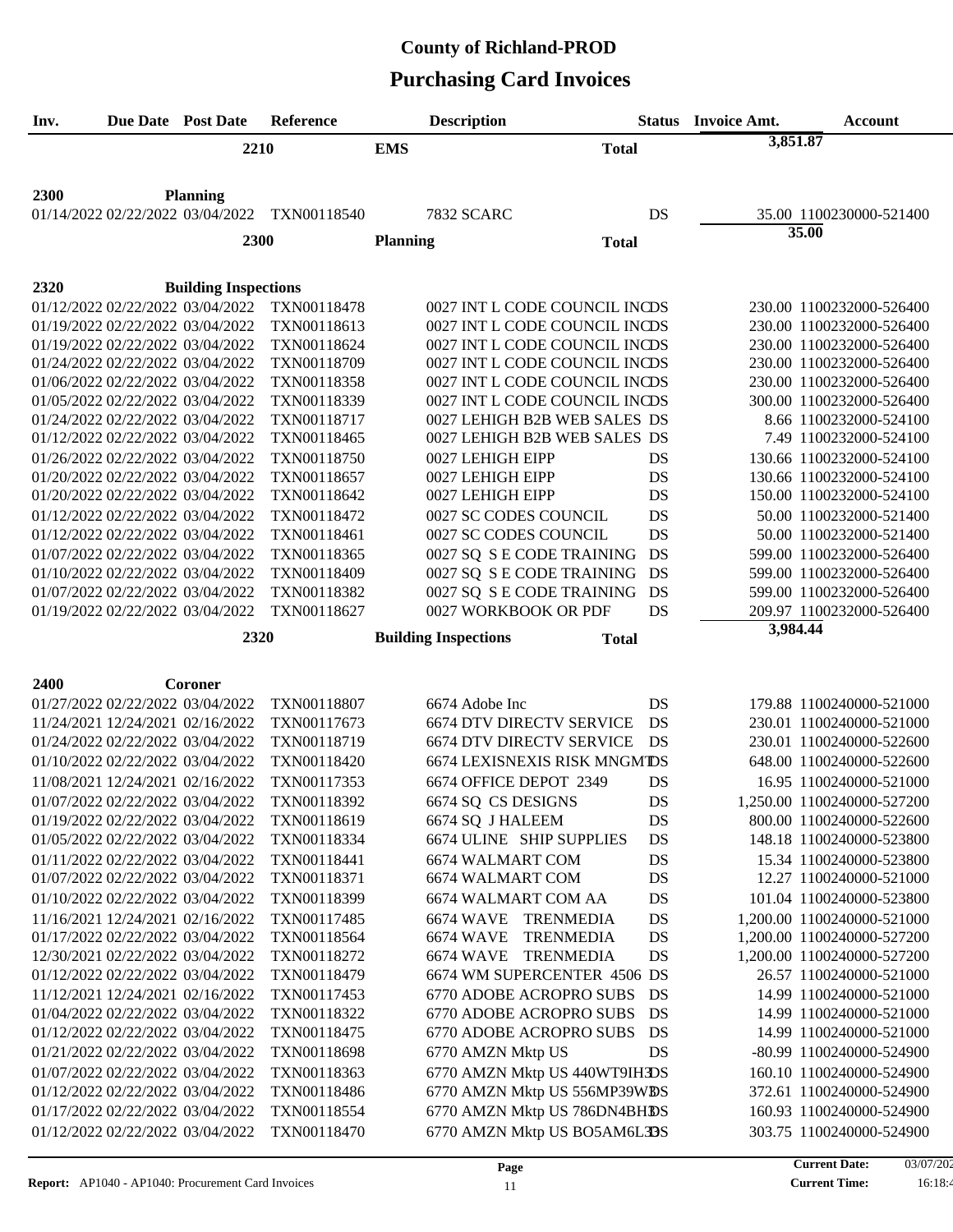# County of Richland-PROD

## Purchasing Card Invoices

| Inv. | Due Date | Post Date | Reference | Description | Status | Invoice Amt. | Account |
|---|---|---|---|---|---|---|---|
| | | 2210 | | EMS | Total | 3,851.87 | |
| **2300** | | **Planning** | | | | | |
| 01/14/2022 | 02/22/2022 | 03/04/2022 | TXN00118540 | 7832 SCARC | DS | 35.00 | 1100230000-521400 |
| | | 2300 | | Planning | Total | 35.00 | |
| **2320** | | **Building Inspections** | | | | | |
| 01/12/2022 | 02/22/2022 | 03/04/2022 | TXN00118478 | 0027 INT L CODE COUNCIL INC | DS | 230.00 | 1100232000-526400 |
| 01/19/2022 | 02/22/2022 | 03/04/2022 | TXN00118613 | 0027 INT L CODE COUNCIL INC | DS | 230.00 | 1100232000-526400 |
| 01/19/2022 | 02/22/2022 | 03/04/2022 | TXN00118624 | 0027 INT L CODE COUNCIL INC | DS | 230.00 | 1100232000-526400 |
| 01/24/2022 | 02/22/2022 | 03/04/2022 | TXN00118709 | 0027 INT L CODE COUNCIL INC | DS | 230.00 | 1100232000-526400 |
| 01/06/2022 | 02/22/2022 | 03/04/2022 | TXN00118358 | 0027 INT L CODE COUNCIL INC | DS | 230.00 | 1100232000-526400 |
| 01/05/2022 | 02/22/2022 | 03/04/2022 | TXN00118339 | 0027 INT L CODE COUNCIL INC | DS | 300.00 | 1100232000-526400 |
| 01/24/2022 | 02/22/2022 | 03/04/2022 | TXN00118717 | 0027 LEHIGH B2B WEB SALES | DS | 8.66 | 1100232000-524100 |
| 01/12/2022 | 02/22/2022 | 03/04/2022 | TXN00118465 | 0027 LEHIGH B2B WEB SALES | DS | 7.49 | 1100232000-524100 |
| 01/26/2022 | 02/22/2022 | 03/04/2022 | TXN00118750 | 0027 LEHIGH EIPP | DS | 130.66 | 1100232000-524100 |
| 01/20/2022 | 02/22/2022 | 03/04/2022 | TXN00118657 | 0027 LEHIGH EIPP | DS | 130.66 | 1100232000-524100 |
| 01/20/2022 | 02/22/2022 | 03/04/2022 | TXN00118642 | 0027 LEHIGH EIPP | DS | 150.00 | 1100232000-524100 |
| 01/12/2022 | 02/22/2022 | 03/04/2022 | TXN00118472 | 0027 SC CODES COUNCIL | DS | 50.00 | 1100232000-521400 |
| 01/12/2022 | 02/22/2022 | 03/04/2022 | TXN00118461 | 0027 SC CODES COUNCIL | DS | 50.00 | 1100232000-521400 |
| 01/07/2022 | 02/22/2022 | 03/04/2022 | TXN00118365 | 0027 SQ S E CODE TRAINING | DS | 599.00 | 1100232000-526400 |
| 01/10/2022 | 02/22/2022 | 03/04/2022 | TXN00118409 | 0027 SQ S E CODE TRAINING | DS | 599.00 | 1100232000-526400 |
| 01/07/2022 | 02/22/2022 | 03/04/2022 | TXN00118382 | 0027 SQ S E CODE TRAINING | DS | 599.00 | 1100232000-526400 |
| 01/19/2022 | 02/22/2022 | 03/04/2022 | TXN00118627 | 0027 WORKBOOK OR PDF | DS | 209.97 | 1100232000-526400 |
| | | 2320 | | Building Inspections | Total | 3,984.44 | |
| **2400** | | **Coroner** | | | | | |
| 01/27/2022 | 02/22/2022 | 03/04/2022 | TXN00118807 | 6674 Adobe Inc | DS | 179.88 | 1100240000-521000 |
| 11/24/2021 | 12/24/2021 | 02/16/2022 | TXN00117673 | 6674 DTV DIRECTV SERVICE | DS | 230.01 | 1100240000-521000 |
| 01/24/2022 | 02/22/2022 | 03/04/2022 | TXN00118719 | 6674 DTV DIRECTV SERVICE | DS | 230.01 | 1100240000-522600 |
| 01/10/2022 | 02/22/2022 | 03/04/2022 | TXN00118420 | 6674 LEXISNEXIS RISK MNGMT | DS | 648.00 | 1100240000-522600 |
| 11/08/2021 | 12/24/2021 | 02/16/2022 | TXN00117353 | 6674 OFFICE DEPOT 2349 | DS | 16.95 | 1100240000-521000 |
| 01/07/2022 | 02/22/2022 | 03/04/2022 | TXN00118392 | 6674 SQ CS DESIGNS | DS | 1,250.00 | 1100240000-527200 |
| 01/19/2022 | 02/22/2022 | 03/04/2022 | TXN00118619 | 6674 SQ J HALEEM | DS | 800.00 | 1100240000-522600 |
| 01/05/2022 | 02/22/2022 | 03/04/2022 | TXN00118334 | 6674 ULINE SHIP SUPPLIES | DS | 148.18 | 1100240000-523800 |
| 01/11/2022 | 02/22/2022 | 03/04/2022 | TXN00118441 | 6674 WALMART COM | DS | 15.34 | 1100240000-523800 |
| 01/07/2022 | 02/22/2022 | 03/04/2022 | TXN00118371 | 6674 WALMART COM | DS | 12.27 | 1100240000-521000 |
| 01/10/2022 | 02/22/2022 | 03/04/2022 | TXN00118399 | 6674 WALMART COM AA | DS | 101.04 | 1100240000-523800 |
| 11/16/2021 | 12/24/2021 | 02/16/2022 | TXN00117485 | 6674 WAVE TRENMEDIA | DS | 1,200.00 | 1100240000-521000 |
| 01/17/2022 | 02/22/2022 | 03/04/2022 | TXN00118564 | 6674 WAVE TRENMEDIA | DS | 1,200.00 | 1100240000-527200 |
| 12/30/2021 | 02/22/2022 | 03/04/2022 | TXN00118272 | 6674 WAVE TRENMEDIA | DS | 1,200.00 | 1100240000-527200 |
| 01/12/2022 | 02/22/2022 | 03/04/2022 | TXN00118479 | 6674 WM SUPERCENTER 4506 | DS | 26.57 | 1100240000-521000 |
| 11/12/2021 | 12/24/2021 | 02/16/2022 | TXN00117453 | 6770 ADOBE ACROPRO SUBS | DS | 14.99 | 1100240000-521000 |
| 01/04/2022 | 02/22/2022 | 03/04/2022 | TXN00118322 | 6770 ADOBE ACROPRO SUBS | DS | 14.99 | 1100240000-521000 |
| 01/12/2022 | 02/22/2022 | 03/04/2022 | TXN00118475 | 6770 ADOBE ACROPRO SUBS | DS | 14.99 | 1100240000-521000 |
| 01/21/2022 | 02/22/2022 | 03/04/2022 | TXN00118698 | 6770 AMZN Mktp US | DS | -80.99 | 1100240000-524900 |
| 01/07/2022 | 02/22/2022 | 03/04/2022 | TXN00118363 | 6770 AMZN Mktp US 440WT9IH3 | DS | 160.10 | 1100240000-524900 |
| 01/12/2022 | 02/22/2022 | 03/04/2022 | TXN00118486 | 6770 AMZN Mktp US 556MP39W3 | DS | 372.61 | 1100240000-524900 |
| 01/17/2022 | 02/22/2022 | 03/04/2022 | TXN00118554 | 6770 AMZN Mktp US 786DN4BH3 | DS | 160.93 | 1100240000-524900 |
| 01/12/2022 | 02/22/2022 | 03/04/2022 | TXN00118470 | 6770 AMZN Mktp US BO5AM6L33 | DS | 303.75 | 1100240000-524900 |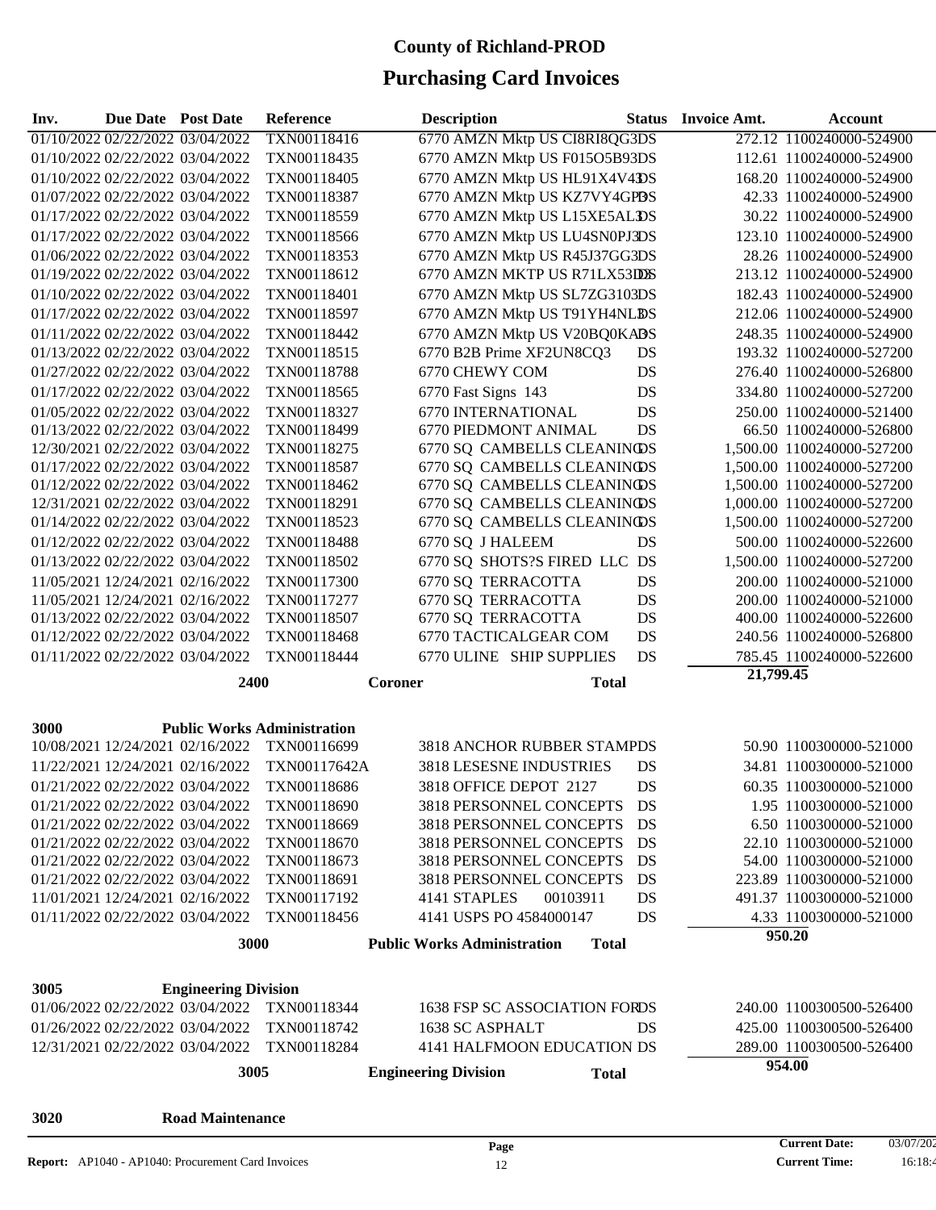# County of Richland-PROD

## Purchasing Card Invoices

| Inv. | Due Date | Post Date | Reference | Description | Status | Invoice Amt. | Account |
|---|---|---|---|---|---|---|---|
| 01/10/2022 | 02/22/2022 | 03/04/2022 | TXN00118416 | 6770 AMZN Mktp US CI8RI8QG3 | DS | 272.12 | 1100240000-524900 |
| 01/10/2022 | 02/22/2022 | 03/04/2022 | TXN00118435 | 6770 AMZN Mktp US F015O5B93 | DS | 112.61 | 1100240000-524900 |
| 01/10/2022 | 02/22/2022 | 03/04/2022 | TXN00118405 | 6770 AMZN Mktp US HL91X4V43 | DS | 168.20 | 1100240000-524900 |
| 01/07/2022 | 02/22/2022 | 03/04/2022 | TXN00118387 | 6770 AMZN Mktp US KZ7VY4GP3 | DS | 42.33 | 1100240000-524900 |
| 01/17/2022 | 02/22/2022 | 03/04/2022 | TXN00118559 | 6770 AMZN Mktp US L15XE5AL3 | DS | 30.22 | 1100240000-524900 |
| 01/17/2022 | 02/22/2022 | 03/04/2022 | TXN00118566 | 6770 AMZN Mktp US LU4SN0PJ3 | DS | 123.10 | 1100240000-524900 |
| 01/06/2022 | 02/22/2022 | 03/04/2022 | TXN00118353 | 6770 AMZN Mktp US R45J37GG3 | DS | 28.26 | 1100240000-524900 |
| 01/19/2022 | 02/22/2022 | 03/04/2022 | TXN00118612 | 6770 AMZN MKTP US R71LX53D2 | DS | 213.12 | 1100240000-524900 |
| 01/10/2022 | 02/22/2022 | 03/04/2022 | TXN00118401 | 6770 AMZN Mktp US SL7ZG3103 | DS | 182.43 | 1100240000-524900 |
| 01/17/2022 | 02/22/2022 | 03/04/2022 | TXN00118597 | 6770 AMZN Mktp US T91YH4NL3 | DS | 212.06 | 1100240000-524900 |
| 01/11/2022 | 02/22/2022 | 03/04/2022 | TXN00118442 | 6770 AMZN Mktp US V20BQ0KA3 | DS | 248.35 | 1100240000-524900 |
| 01/13/2022 | 02/22/2022 | 03/04/2022 | TXN00118515 | 6770 B2B Prime XF2UN8CQ3 | DS | 193.32 | 1100240000-527200 |
| 01/27/2022 | 02/22/2022 | 03/04/2022 | TXN00118788 | 6770 CHEWY COM | DS | 276.40 | 1100240000-526800 |
| 01/17/2022 | 02/22/2022 | 03/04/2022 | TXN00118565 | 6770 Fast Signs 143 | DS | 334.80 | 1100240000-527200 |
| 01/05/2022 | 02/22/2022 | 03/04/2022 | TXN00118327 | 6770 INTERNATIONAL | DS | 250.00 | 1100240000-521400 |
| 01/13/2022 | 02/22/2022 | 03/04/2022 | TXN00118499 | 6770 PIEDMONT ANIMAL | DS | 66.50 | 1100240000-526800 |
| 12/30/2021 | 02/22/2022 | 03/04/2022 | TXN00118275 | 6770 SQ CAMBELLS CLEANING | DS | 1,500.00 | 1100240000-527200 |
| 01/17/2022 | 02/22/2022 | 03/04/2022 | TXN00118587 | 6770 SQ CAMBELLS CLEANING | DS | 1,500.00 | 1100240000-527200 |
| 01/12/2022 | 02/22/2022 | 03/04/2022 | TXN00118462 | 6770 SQ CAMBELLS CLEANING | DS | 1,500.00 | 1100240000-527200 |
| 12/31/2021 | 02/22/2022 | 03/04/2022 | TXN00118291 | 6770 SQ CAMBELLS CLEANING | DS | 1,000.00 | 1100240000-527200 |
| 01/14/2022 | 02/22/2022 | 03/04/2022 | TXN00118523 | 6770 SQ CAMBELLS CLEANING | DS | 1,500.00 | 1100240000-527200 |
| 01/12/2022 | 02/22/2022 | 03/04/2022 | TXN00118488 | 6770 SQ J HALEEM | DS | 500.00 | 1100240000-522600 |
| 01/13/2022 | 02/22/2022 | 03/04/2022 | TXN00118502 | 6770 SQ SHOTS?S FIRED LLC | DS | 1,500.00 | 1100240000-527200 |
| 11/05/2021 | 12/24/2021 | 02/16/2022 | TXN00117300 | 6770 SQ TERRACOTTA | DS | 200.00 | 1100240000-521000 |
| 11/05/2021 | 12/24/2021 | 02/16/2022 | TXN00117277 | 6770 SQ TERRACOTTA | DS | 200.00 | 1100240000-521000 |
| 01/13/2022 | 02/22/2022 | 03/04/2022 | TXN00118507 | 6770 SQ TERRACOTTA | DS | 400.00 | 1100240000-522600 |
| 01/12/2022 | 02/22/2022 | 03/04/2022 | TXN00118468 | 6770 TACTICALGEAR COM | DS | 240.56 | 1100240000-526800 |
| 01/11/2022 | 02/22/2022 | 03/04/2022 | TXN00118444 | 6770 ULINE SHIP SUPPLIES | DS | 785.45 | 1100240000-522600 |
| | | **2400** | | **Coroner** | **Total** | **21,799.45** | |
| **3000** | | **Public Works Administration** | | | | | |
| 10/08/2021 | 12/24/2021 | 02/16/2022 | TXN00116699 | 3818 ANCHOR RUBBER STAMP | DS | 50.90 | 1100300000-521000 |
| 11/22/2021 | 12/24/2021 | 02/16/2022 | TXN00117642A | 3818 LESESNE INDUSTRIES | DS | 34.81 | 1100300000-521000 |
| 01/21/2022 | 02/22/2022 | 03/04/2022 | TXN00118686 | 3818 OFFICE DEPOT 2127 | DS | 60.35 | 1100300000-521000 |
| 01/21/2022 | 02/22/2022 | 03/04/2022 | TXN00118690 | 3818 PERSONNEL CONCEPTS | DS | 1.95 | 1100300000-521000 |
| 01/21/2022 | 02/22/2022 | 03/04/2022 | TXN00118669 | 3818 PERSONNEL CONCEPTS | DS | 6.50 | 1100300000-521000 |
| 01/21/2022 | 02/22/2022 | 03/04/2022 | TXN00118670 | 3818 PERSONNEL CONCEPTS | DS | 22.10 | 1100300000-521000 |
| 01/21/2022 | 02/22/2022 | 03/04/2022 | TXN00118673 | 3818 PERSONNEL CONCEPTS | DS | 54.00 | 1100300000-521000 |
| 01/21/2022 | 02/22/2022 | 03/04/2022 | TXN00118691 | 3818 PERSONNEL CONCEPTS | DS | 223.89 | 1100300000-521000 |
| 11/01/2021 | 12/24/2021 | 02/16/2022 | TXN00117192 | 4141 STAPLES 00103911 | DS | 491.37 | 1100300000-521000 |
| 01/11/2022 | 02/22/2022 | 03/04/2022 | TXN00118456 | 4141 USPS PO 4584000147 | DS | 4.33 | 1100300000-521000 |
| | | **3000** | | **Public Works Administration** | **Total** | **950.20** | |
| **3005** | | **Engineering Division** | | | | | |
| 01/06/2022 | 02/22/2022 | 03/04/2022 | TXN00118344 | 1638 FSP SC ASSOCIATION FOR | DS | 240.00 | 1100300500-526400 |
| 01/26/2022 | 02/22/2022 | 03/04/2022 | TXN00118742 | 1638 SC ASPHALT | DS | 425.00 | 1100300500-526400 |
| 12/31/2021 | 02/22/2022 | 03/04/2022 | TXN00118284 | 4141 HALFMOON EDUCATION | DS | 289.00 | 1100300500-526400 |
| | | **3005** | | **Engineering Division** | **Total** | **954.00** | |
| **3020** | | **Road Maintenance** | | | | | |

**Report:** AP1040 - AP1040: Procurement Card Invoices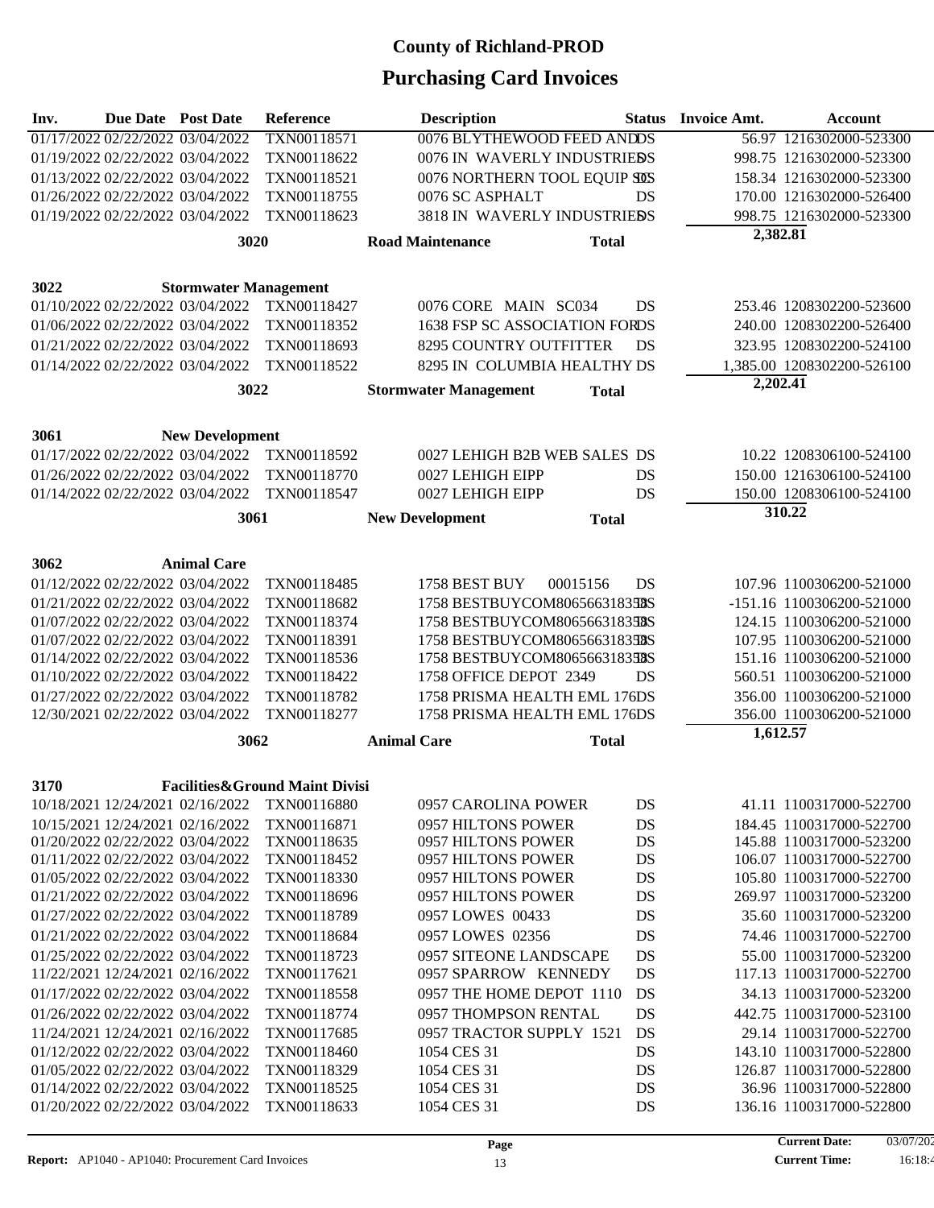# County of Richland-PROD

## Purchasing Card Invoices

| Inv. | Due Date | Post Date | Reference | Description | Status | Invoice Amt. | Account |
|---|---|---|---|---|---|---|---|
| 01/17/2022 | 02/22/2022 | 03/04/2022 | TXN00118571 | 0076 BLYTHEWOOD FEED AND | DS | 56.97 | 1216302000-523300 |
| 01/19/2022 | 02/22/2022 | 03/04/2022 | TXN00118622 | 0076 IN WAVERLY INDUSTRIES | DS | 998.75 | 1216302000-523300 |
| 01/13/2022 | 02/22/2022 | 03/04/2022 | TXN00118521 | 0076 NORTHERN TOOL EQUIP SO | DS | 158.34 | 1216302000-523300 |
| 01/26/2022 | 02/22/2022 | 03/04/2022 | TXN00118755 | 0076 SC ASPHALT | DS | 170.00 | 1216302000-526400 |
| 01/19/2022 | 02/22/2022 | 03/04/2022 | TXN00118623 | 3818 IN WAVERLY INDUSTRIES | DS | 998.75 | 1216302000-523300 |
| | | 3020 | | Road Maintenance | Total | 2,382.81 | |
| **3022** | | **Stormwater Management** | | | | | |
| 01/10/2022 | 02/22/2022 | 03/04/2022 | TXN00118427 | 0076 CORE MAIN SC034 | DS | 253.46 | 1208302200-523600 |
| 01/06/2022 | 02/22/2022 | 03/04/2022 | TXN00118352 | 1638 FSP SC ASSOCIATION FOR | DS | 240.00 | 1208302200-526400 |
| 01/21/2022 | 02/22/2022 | 03/04/2022 | TXN00118693 | 8295 COUNTRY OUTFITTER | DS | 323.95 | 1208302200-524100 |
| 01/14/2022 | 02/22/2022 | 03/04/2022 | TXN00118522 | 8295 IN COLUMBIA HEALTHY | DS | 1,385.00 | 1208302200-526100 |
| | | 3022 | | Stormwater Management | Total | 2,202.41 | |
| **3061** | | **New Development** | | | | | |
| 01/17/2022 | 02/22/2022 | 03/04/2022 | TXN00118592 | 0027 LEHIGH B2B WEB SALES | DS | 10.22 | 1208306100-524100 |
| 01/26/2022 | 02/22/2022 | 03/04/2022 | TXN00118770 | 0027 LEHIGH EIPP | DS | 150.00 | 1216306100-524100 |
| 01/14/2022 | 02/22/2022 | 03/04/2022 | TXN00118547 | 0027 LEHIGH EIPP | DS | 150.00 | 1208306100-524100 |
| | | 3061 | | New Development | Total | 310.22 | |
| **3062** | | **Animal Care** | | | | | |
| 01/12/2022 | 02/22/2022 | 03/04/2022 | TXN00118485 | 1758 BEST BUY 00015156 | DS | 107.96 | 1100306200-521000 |
| 01/21/2022 | 02/22/2022 | 03/04/2022 | TXN00118682 | 1758 BESTBUYCOM806566318358 | DS | -151.16 | 1100306200-521000 |
| 01/07/2022 | 02/22/2022 | 03/04/2022 | TXN00118374 | 1758 BESTBUYCOM806566318358 | DS | 124.15 | 1100306200-521000 |
| 01/07/2022 | 02/22/2022 | 03/04/2022 | TXN00118391 | 1758 BESTBUYCOM806566318358 | DS | 107.95 | 1100306200-521000 |
| 01/14/2022 | 02/22/2022 | 03/04/2022 | TXN00118536 | 1758 BESTBUYCOM806566318358 | DS | 151.16 | 1100306200-521000 |
| 01/10/2022 | 02/22/2022 | 03/04/2022 | TXN00118422 | 1758 OFFICE DEPOT 2349 | DS | 560.51 | 1100306200-521000 |
| 01/27/2022 | 02/22/2022 | 03/04/2022 | TXN00118782 | 1758 PRISMA HEALTH EML 176 | DS | 356.00 | 1100306200-521000 |
| 12/30/2021 | 02/22/2022 | 03/04/2022 | TXN00118277 | 1758 PRISMA HEALTH EML 176 | DS | 356.00 | 1100306200-521000 |
| | | 3062 | | Animal Care | Total | 1,612.57 | |
| **3170** | | **Facilities&Ground Maint Divisi** | | | | | |
| 10/18/2021 | 12/24/2021 | 02/16/2022 | TXN00116880 | 0957 CAROLINA POWER | DS | 41.11 | 1100317000-522700 |
| 10/15/2021 | 12/24/2021 | 02/16/2022 | TXN00116871 | 0957 HILTONS POWER | DS | 184.45 | 1100317000-522700 |
| 01/20/2022 | 02/22/2022 | 03/04/2022 | TXN00118635 | 0957 HILTONS POWER | DS | 145.88 | 1100317000-523200 |
| 01/11/2022 | 02/22/2022 | 03/04/2022 | TXN00118452 | 0957 HILTONS POWER | DS | 106.07 | 1100317000-522700 |
| 01/05/2022 | 02/22/2022 | 03/04/2022 | TXN00118330 | 0957 HILTONS POWER | DS | 105.80 | 1100317000-522700 |
| 01/21/2022 | 02/22/2022 | 03/04/2022 | TXN00118696 | 0957 HILTONS POWER | DS | 269.97 | 1100317000-523200 |
| 01/27/2022 | 02/22/2022 | 03/04/2022 | TXN00118789 | 0957 LOWES 00433 | DS | 35.60 | 1100317000-523200 |
| 01/21/2022 | 02/22/2022 | 03/04/2022 | TXN00118684 | 0957 LOWES 02356 | DS | 74.46 | 1100317000-522700 |
| 01/25/2022 | 02/22/2022 | 03/04/2022 | TXN00118723 | 0957 SITEONE LANDSCAPE | DS | 55.00 | 1100317000-523200 |
| 11/22/2021 | 12/24/2021 | 02/16/2022 | TXN00117621 | 0957 SPARROW KENNEDY | DS | 117.13 | 1100317000-522700 |
| 01/17/2022 | 02/22/2022 | 03/04/2022 | TXN00118558 | 0957 THE HOME DEPOT 1110 | DS | 34.13 | 1100317000-523200 |
| 01/26/2022 | 02/22/2022 | 03/04/2022 | TXN00118774 | 0957 THOMPSON RENTAL | DS | 442.75 | 1100317000-523100 |
| 11/24/2021 | 12/24/2021 | 02/16/2022 | TXN00117685 | 0957 TRACTOR SUPPLY 1521 | DS | 29.14 | 1100317000-522700 |
| 01/12/2022 | 02/22/2022 | 03/04/2022 | TXN00118460 | 1054 CES 31 | DS | 143.10 | 1100317000-522800 |
| 01/05/2022 | 02/22/2022 | 03/04/2022 | TXN00118329 | 1054 CES 31 | DS | 126.87 | 1100317000-522800 |
| 01/14/2022 | 02/22/2022 | 03/04/2022 | TXN00118525 | 1054 CES 31 | DS | 36.96 | 1100317000-522800 |
| 01/20/2022 | 02/22/2022 | 03/04/2022 | TXN00118633 | 1054 CES 31 | DS | 136.16 | 1100317000-522800 |

**Report:** AP1040 - AP1040: Procurement Card Invoices

**Current Date:** 03/07/202

**Current Time:** 16:18:4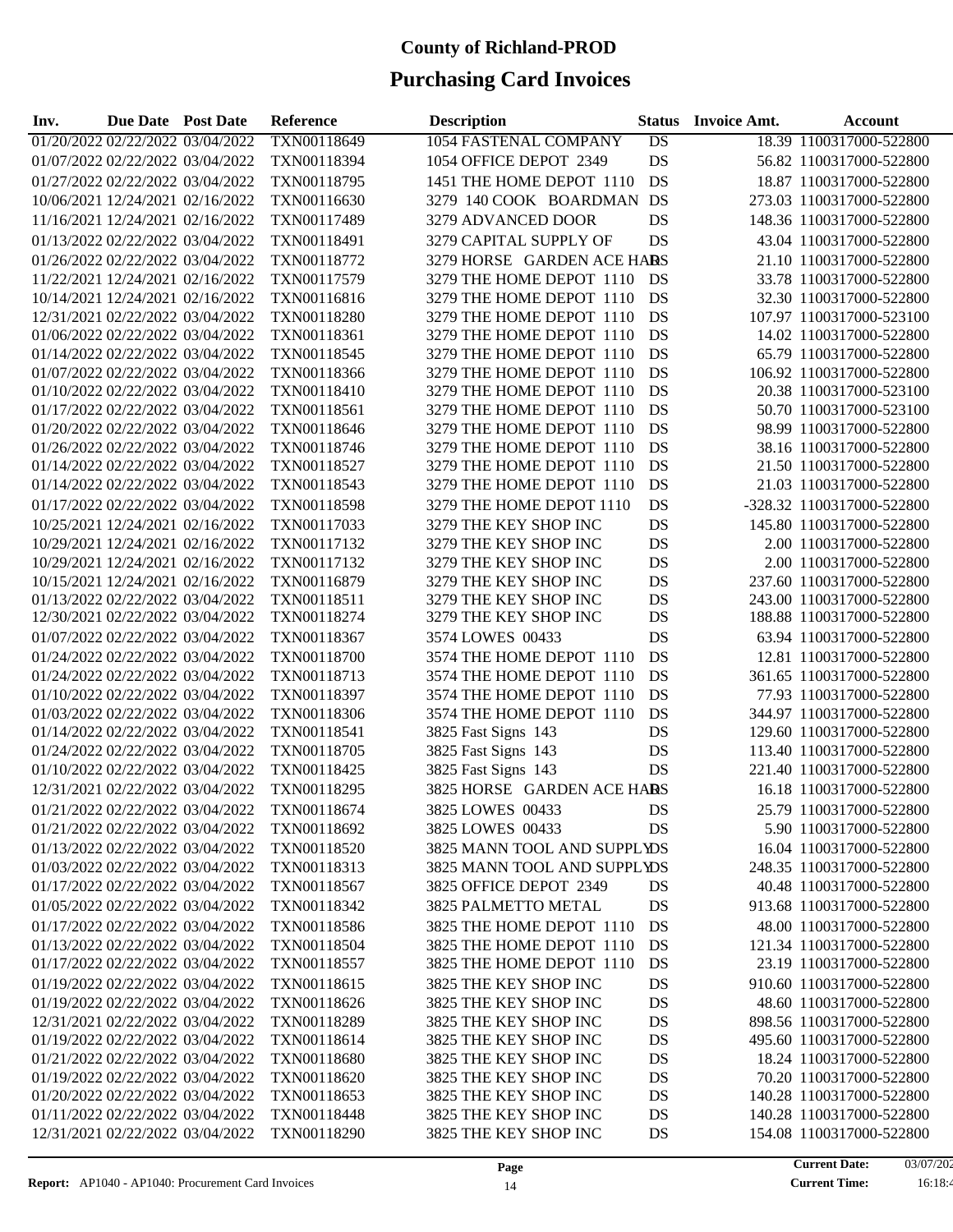# County of Richland-PROD

# Purchasing Card Invoices

| Inv. | Due Date | Post Date | Reference | Description | Status | Invoice Amt. | Account |
|---|---|---|---|---|---|---|---|
| 01/20/2022 | 02/22/2022 | 03/04/2022 | TXN00118649 | 1054 FASTENAL COMPANY | DS | 18.39 | 1100317000-522800 |
| 01/07/2022 | 02/22/2022 | 03/04/2022 | TXN00118394 | 1054 OFFICE DEPOT 2349 | DS | 56.82 | 1100317000-522800 |
| 01/27/2022 | 02/22/2022 | 03/04/2022 | TXN00118795 | 1451 THE HOME DEPOT 1110 | DS | 18.87 | 1100317000-522800 |
| 10/06/2021 | 12/24/2021 | 02/16/2022 | TXN00116630 | 3279 140 COOK BOARDMAN | DS | 273.03 | 1100317000-522800 |
| 11/16/2021 | 12/24/2021 | 02/16/2022 | TXN00117489 | 3279 ADVANCED DOOR | DS | 148.36 | 1100317000-522800 |
| 01/13/2022 | 02/22/2022 | 03/04/2022 | TXN00118491 | 3279 CAPITAL SUPPLY OF | DS | 43.04 | 1100317000-522800 |
| 01/26/2022 | 02/22/2022 | 03/04/2022 | TXN00118772 | 3279 HORSE GARDEN ACE HAR | DS | 21.10 | 1100317000-522800 |
| 11/22/2021 | 12/24/2021 | 02/16/2022 | TXN00117579 | 3279 THE HOME DEPOT 1110 | DS | 33.78 | 1100317000-522800 |
| 10/14/2021 | 12/24/2021 | 02/16/2022 | TXN00116816 | 3279 THE HOME DEPOT 1110 | DS | 32.30 | 1100317000-522800 |
| 12/31/2021 | 02/22/2022 | 03/04/2022 | TXN00118280 | 3279 THE HOME DEPOT 1110 | DS | 107.97 | 1100317000-523100 |
| 01/06/2022 | 02/22/2022 | 03/04/2022 | TXN00118361 | 3279 THE HOME DEPOT 1110 | DS | 14.02 | 1100317000-522800 |
| 01/14/2022 | 02/22/2022 | 03/04/2022 | TXN00118545 | 3279 THE HOME DEPOT 1110 | DS | 65.79 | 1100317000-522800 |
| 01/07/2022 | 02/22/2022 | 03/04/2022 | TXN00118366 | 3279 THE HOME DEPOT 1110 | DS | 106.92 | 1100317000-522800 |
| 01/10/2022 | 02/22/2022 | 03/04/2022 | TXN00118410 | 3279 THE HOME DEPOT 1110 | DS | 20.38 | 1100317000-523100 |
| 01/17/2022 | 02/22/2022 | 03/04/2022 | TXN00118561 | 3279 THE HOME DEPOT 1110 | DS | 50.70 | 1100317000-523100 |
| 01/20/2022 | 02/22/2022 | 03/04/2022 | TXN00118646 | 3279 THE HOME DEPOT 1110 | DS | 98.99 | 1100317000-522800 |
| 01/26/2022 | 02/22/2022 | 03/04/2022 | TXN00118746 | 3279 THE HOME DEPOT 1110 | DS | 38.16 | 1100317000-522800 |
| 01/14/2022 | 02/22/2022 | 03/04/2022 | TXN00118527 | 3279 THE HOME DEPOT 1110 | DS | 21.50 | 1100317000-522800 |
| 01/14/2022 | 02/22/2022 | 03/04/2022 | TXN00118543 | 3279 THE HOME DEPOT 1110 | DS | 21.03 | 1100317000-522800 |
| 01/17/2022 | 02/22/2022 | 03/04/2022 | TXN00118598 | 3279 THE HOME DEPOT 1110 | DS | -328.32 | 1100317000-522800 |
| 10/25/2021 | 12/24/2021 | 02/16/2022 | TXN00117033 | 3279 THE KEY SHOP INC | DS | 145.80 | 1100317000-522800 |
| 10/29/2021 | 12/24/2021 | 02/16/2022 | TXN00117132 | 3279 THE KEY SHOP INC | DS | 2.00 | 1100317000-522800 |
| 10/29/2021 | 12/24/2021 | 02/16/2022 | TXN00117132 | 3279 THE KEY SHOP INC | DS | 2.00 | 1100317000-522800 |
| 10/15/2021 | 12/24/2021 | 02/16/2022 | TXN00116879 | 3279 THE KEY SHOP INC | DS | 237.60 | 1100317000-522800 |
| 01/13/2022 | 02/22/2022 | 03/04/2022 | TXN00118511 | 3279 THE KEY SHOP INC | DS | 243.00 | 1100317000-522800 |
| 12/30/2021 | 02/22/2022 | 03/04/2022 | TXN00118274 | 3279 THE KEY SHOP INC | DS | 188.88 | 1100317000-522800 |
| 01/07/2022 | 02/22/2022 | 03/04/2022 | TXN00118367 | 3574 LOWES 00433 | DS | 63.94 | 1100317000-522800 |
| 01/24/2022 | 02/22/2022 | 03/04/2022 | TXN00118700 | 3574 THE HOME DEPOT 1110 | DS | 12.81 | 1100317000-522800 |
| 01/24/2022 | 02/22/2022 | 03/04/2022 | TXN00118713 | 3574 THE HOME DEPOT 1110 | DS | 361.65 | 1100317000-522800 |
| 01/10/2022 | 02/22/2022 | 03/04/2022 | TXN00118397 | 3574 THE HOME DEPOT 1110 | DS | 77.93 | 1100317000-522800 |
| 01/03/2022 | 02/22/2022 | 03/04/2022 | TXN00118306 | 3574 THE HOME DEPOT 1110 | DS | 344.97 | 1100317000-522800 |
| 01/14/2022 | 02/22/2022 | 03/04/2022 | TXN00118541 | 3825 Fast Signs 143 | DS | 129.60 | 1100317000-522800 |
| 01/24/2022 | 02/22/2022 | 03/04/2022 | TXN00118705 | 3825 Fast Signs 143 | DS | 113.40 | 1100317000-522800 |
| 01/10/2022 | 02/22/2022 | 03/04/2022 | TXN00118425 | 3825 Fast Signs 143 | DS | 221.40 | 1100317000-522800 |
| 12/31/2021 | 02/22/2022 | 03/04/2022 | TXN00118295 | 3825 HORSE GARDEN ACE HAR | DS | 16.18 | 1100317000-522800 |
| 01/21/2022 | 02/22/2022 | 03/04/2022 | TXN00118674 | 3825 LOWES 00433 | DS | 25.79 | 1100317000-522800 |
| 01/21/2022 | 02/22/2022 | 03/04/2022 | TXN00118692 | 3825 LOWES 00433 | DS | 5.90 | 1100317000-522800 |
| 01/13/2022 | 02/22/2022 | 03/04/2022 | TXN00118520 | 3825 MANN TOOL AND SUPPLY | DS | 16.04 | 1100317000-522800 |
| 01/03/2022 | 02/22/2022 | 03/04/2022 | TXN00118313 | 3825 MANN TOOL AND SUPPLY | DS | 248.35 | 1100317000-522800 |
| 01/17/2022 | 02/22/2022 | 03/04/2022 | TXN00118567 | 3825 OFFICE DEPOT 2349 | DS | 40.48 | 1100317000-522800 |
| 01/05/2022 | 02/22/2022 | 03/04/2022 | TXN00118342 | 3825 PALMETTO METAL | DS | 913.68 | 1100317000-522800 |
| 01/17/2022 | 02/22/2022 | 03/04/2022 | TXN00118586 | 3825 THE HOME DEPOT 1110 | DS | 48.00 | 1100317000-522800 |
| 01/13/2022 | 02/22/2022 | 03/04/2022 | TXN00118504 | 3825 THE HOME DEPOT 1110 | DS | 121.34 | 1100317000-522800 |
| 01/17/2022 | 02/22/2022 | 03/04/2022 | TXN00118557 | 3825 THE HOME DEPOT 1110 | DS | 23.19 | 1100317000-522800 |
| 01/19/2022 | 02/22/2022 | 03/04/2022 | TXN00118615 | 3825 THE KEY SHOP INC | DS | 910.60 | 1100317000-522800 |
| 01/19/2022 | 02/22/2022 | 03/04/2022 | TXN00118626 | 3825 THE KEY SHOP INC | DS | 48.60 | 1100317000-522800 |
| 12/31/2021 | 02/22/2022 | 03/04/2022 | TXN00118289 | 3825 THE KEY SHOP INC | DS | 898.56 | 1100317000-522800 |
| 01/19/2022 | 02/22/2022 | 03/04/2022 | TXN00118614 | 3825 THE KEY SHOP INC | DS | 495.60 | 1100317000-522800 |
| 01/21/2022 | 02/22/2022 | 03/04/2022 | TXN00118680 | 3825 THE KEY SHOP INC | DS | 18.24 | 1100317000-522800 |
| 01/19/2022 | 02/22/2022 | 03/04/2022 | TXN00118620 | 3825 THE KEY SHOP INC | DS | 70.20 | 1100317000-522800 |
| 01/20/2022 | 02/22/2022 | 03/04/2022 | TXN00118653 | 3825 THE KEY SHOP INC | DS | 140.28 | 1100317000-522800 |
| 01/11/2022 | 02/22/2022 | 03/04/2022 | TXN00118448 | 3825 THE KEY SHOP INC | DS | 140.28 | 1100317000-522800 |
| 12/31/2021 | 02/22/2022 | 03/04/2022 | TXN00118290 | 3825 THE KEY SHOP INC | DS | 154.08 | 1100317000-522800 |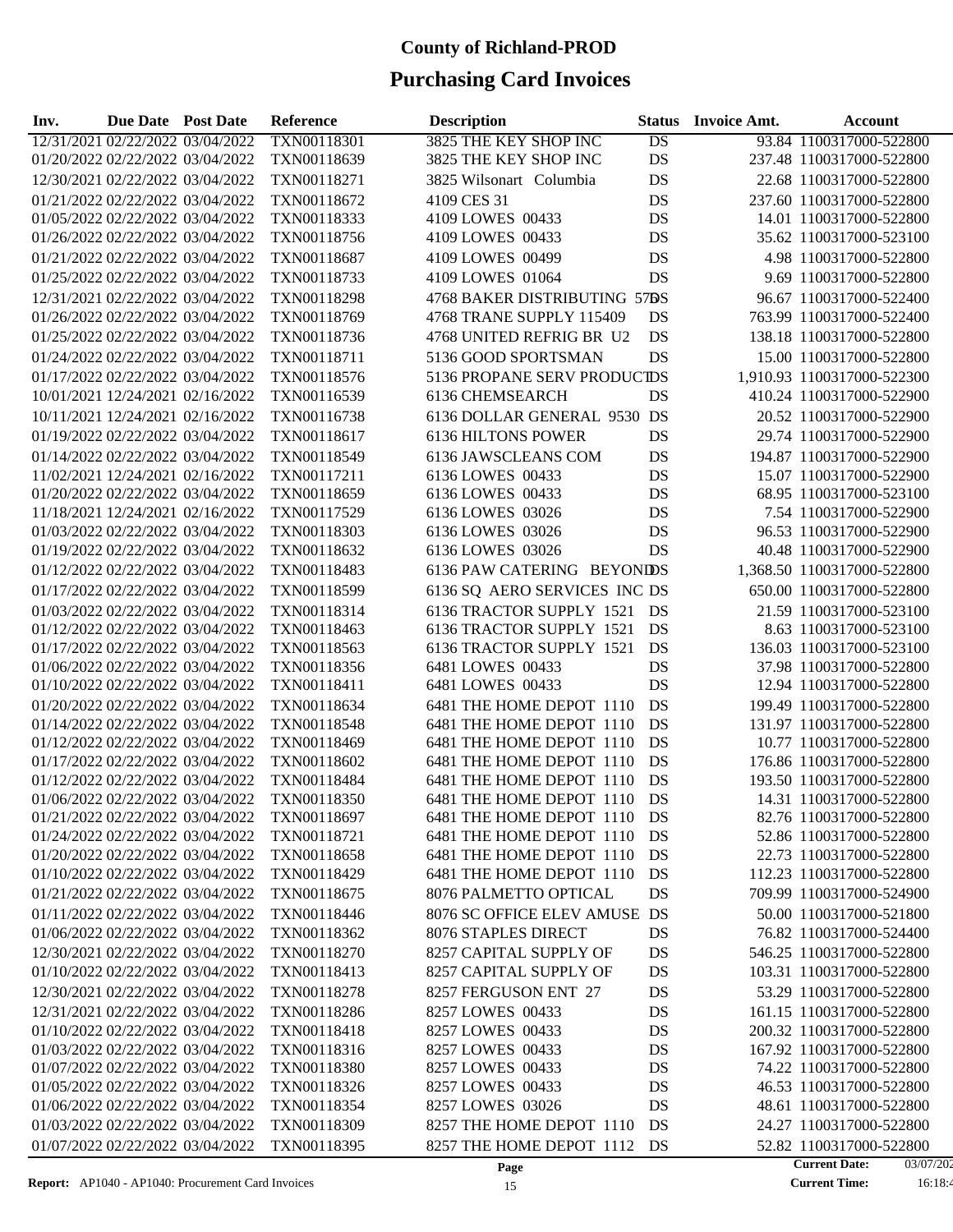# County of Richland-PROD

# Purchasing Card Invoices

| Inv. | Due Date | Post Date | Reference | Description | Status | Invoice Amt. | Account |
|---|---|---|---|---|---|---|---|
| 12/31/2021 | 02/22/2022 | 03/04/2022 | TXN00118301 | 3825 THE KEY SHOP INC | DS | 93.84 | 1100317000-522800 |
| 01/20/2022 | 02/22/2022 | 03/04/2022 | TXN00118639 | 3825 THE KEY SHOP INC | DS | 237.48 | 1100317000-522800 |
| 12/30/2021 | 02/22/2022 | 03/04/2022 | TXN00118271 | 3825 Wilsonart Columbia | DS | 22.68 | 1100317000-522800 |
| 01/21/2022 | 02/22/2022 | 03/04/2022 | TXN00118672 | 4109 CES 31 | DS | 237.60 | 1100317000-522800 |
| 01/05/2022 | 02/22/2022 | 03/04/2022 | TXN00118333 | 4109 LOWES 00433 | DS | 14.01 | 1100317000-522800 |
| 01/26/2022 | 02/22/2022 | 03/04/2022 | TXN00118756 | 4109 LOWES 00433 | DS | 35.62 | 1100317000-523100 |
| 01/21/2022 | 02/22/2022 | 03/04/2022 | TXN00118687 | 4109 LOWES 00499 | DS | 4.98 | 1100317000-522800 |
| 01/25/2022 | 02/22/2022 | 03/04/2022 | TXN00118733 | 4109 LOWES 01064 | DS | 9.69 | 1100317000-522800 |
| 12/31/2021 | 02/22/2022 | 03/04/2022 | TXN00118298 | 4768 BAKER DISTRIBUTING 570 | DS | 96.67 | 1100317000-522400 |
| 01/26/2022 | 02/22/2022 | 03/04/2022 | TXN00118769 | 4768 TRANE SUPPLY 115409 | DS | 763.99 | 1100317000-522400 |
| 01/25/2022 | 02/22/2022 | 03/04/2022 | TXN00118736 | 4768 UNITED REFRIG BR U2 | DS | 138.18 | 1100317000-522800 |
| 01/24/2022 | 02/22/2022 | 03/04/2022 | TXN00118711 | 5136 GOOD SPORTSMAN | DS | 15.00 | 1100317000-522800 |
| 01/17/2022 | 02/22/2022 | 03/04/2022 | TXN00118576 | 5136 PROPANE SERV PRODUCT | DS | 1,910.93 | 1100317000-522300 |
| 10/01/2021 | 12/24/2021 | 02/16/2022 | TXN00116539 | 6136 CHEMSEARCH | DS | 410.24 | 1100317000-522900 |
| 10/11/2021 | 12/24/2021 | 02/16/2022 | TXN00116738 | 6136 DOLLAR GENERAL 9530 | DS | 20.52 | 1100317000-522900 |
| 01/19/2022 | 02/22/2022 | 03/04/2022 | TXN00118617 | 6136 HILTONS POWER | DS | 29.74 | 1100317000-522900 |
| 01/14/2022 | 02/22/2022 | 03/04/2022 | TXN00118549 | 6136 JAWSCLEANS COM | DS | 194.87 | 1100317000-522900 |
| 11/02/2021 | 12/24/2021 | 02/16/2022 | TXN00117211 | 6136 LOWES 00433 | DS | 15.07 | 1100317000-522900 |
| 01/20/2022 | 02/22/2022 | 03/04/2022 | TXN00118659 | 6136 LOWES 00433 | DS | 68.95 | 1100317000-523100 |
| 11/18/2021 | 12/24/2021 | 02/16/2022 | TXN00117529 | 6136 LOWES 03026 | DS | 7.54 | 1100317000-522900 |
| 01/03/2022 | 02/22/2022 | 03/04/2022 | TXN00118303 | 6136 LOWES 03026 | DS | 96.53 | 1100317000-522900 |
| 01/19/2022 | 02/22/2022 | 03/04/2022 | TXN00118632 | 6136 LOWES 03026 | DS | 40.48 | 1100317000-522900 |
| 01/12/2022 | 02/22/2022 | 03/04/2022 | TXN00118483 | 6136 PAW CATERING BEYOND | DS | 1,368.50 | 1100317000-522800 |
| 01/17/2022 | 02/22/2022 | 03/04/2022 | TXN00118599 | 6136 SQ AERO SERVICES INC | DS | 650.00 | 1100317000-522800 |
| 01/03/2022 | 02/22/2022 | 03/04/2022 | TXN00118314 | 6136 TRACTOR SUPPLY 1521 | DS | 21.59 | 1100317000-523100 |
| 01/12/2022 | 02/22/2022 | 03/04/2022 | TXN00118463 | 6136 TRACTOR SUPPLY 1521 | DS | 8.63 | 1100317000-523100 |
| 01/17/2022 | 02/22/2022 | 03/04/2022 | TXN00118563 | 6136 TRACTOR SUPPLY 1521 | DS | 136.03 | 1100317000-523100 |
| 01/06/2022 | 02/22/2022 | 03/04/2022 | TXN00118356 | 6481 LOWES 00433 | DS | 37.98 | 1100317000-522800 |
| 01/10/2022 | 02/22/2022 | 03/04/2022 | TXN00118411 | 6481 LOWES 00433 | DS | 12.94 | 1100317000-522800 |
| 01/20/2022 | 02/22/2022 | 03/04/2022 | TXN00118634 | 6481 THE HOME DEPOT 1110 | DS | 199.49 | 1100317000-522800 |
| 01/14/2022 | 02/22/2022 | 03/04/2022 | TXN00118548 | 6481 THE HOME DEPOT 1110 | DS | 131.97 | 1100317000-522800 |
| 01/12/2022 | 02/22/2022 | 03/04/2022 | TXN00118469 | 6481 THE HOME DEPOT 1110 | DS | 10.77 | 1100317000-522800 |
| 01/17/2022 | 02/22/2022 | 03/04/2022 | TXN00118602 | 6481 THE HOME DEPOT 1110 | DS | 176.86 | 1100317000-522800 |
| 01/12/2022 | 02/22/2022 | 03/04/2022 | TXN00118484 | 6481 THE HOME DEPOT 1110 | DS | 193.50 | 1100317000-522800 |
| 01/06/2022 | 02/22/2022 | 03/04/2022 | TXN00118350 | 6481 THE HOME DEPOT 1110 | DS | 14.31 | 1100317000-522800 |
| 01/21/2022 | 02/22/2022 | 03/04/2022 | TXN00118697 | 6481 THE HOME DEPOT 1110 | DS | 82.76 | 1100317000-522800 |
| 01/24/2022 | 02/22/2022 | 03/04/2022 | TXN00118721 | 6481 THE HOME DEPOT 1110 | DS | 52.86 | 1100317000-522800 |
| 01/20/2022 | 02/22/2022 | 03/04/2022 | TXN00118658 | 6481 THE HOME DEPOT 1110 | DS | 22.73 | 1100317000-522800 |
| 01/10/2022 | 02/22/2022 | 03/04/2022 | TXN00118429 | 6481 THE HOME DEPOT 1110 | DS | 112.23 | 1100317000-522800 |
| 01/21/2022 | 02/22/2022 | 03/04/2022 | TXN00118675 | 8076 PALMETTO OPTICAL | DS | 709.99 | 1100317000-524900 |
| 01/11/2022 | 02/22/2022 | 03/04/2022 | TXN00118446 | 8076 SC OFFICE ELEV AMUSE | DS | 50.00 | 1100317000-521800 |
| 01/06/2022 | 02/22/2022 | 03/04/2022 | TXN00118362 | 8076 STAPLES DIRECT | DS | 76.82 | 1100317000-524400 |
| 12/30/2021 | 02/22/2022 | 03/04/2022 | TXN00118270 | 8257 CAPITAL SUPPLY OF | DS | 546.25 | 1100317000-522800 |
| 01/10/2022 | 02/22/2022 | 03/04/2022 | TXN00118413 | 8257 CAPITAL SUPPLY OF | DS | 103.31 | 1100317000-522800 |
| 12/30/2021 | 02/22/2022 | 03/04/2022 | TXN00118278 | 8257 FERGUSON ENT 27 | DS | 53.29 | 1100317000-522800 |
| 12/31/2021 | 02/22/2022 | 03/04/2022 | TXN00118286 | 8257 LOWES 00433 | DS | 161.15 | 1100317000-522800 |
| 01/10/2022 | 02/22/2022 | 03/04/2022 | TXN00118418 | 8257 LOWES 00433 | DS | 200.32 | 1100317000-522800 |
| 01/03/2022 | 02/22/2022 | 03/04/2022 | TXN00118316 | 8257 LOWES 00433 | DS | 167.92 | 1100317000-522800 |
| 01/07/2022 | 02/22/2022 | 03/04/2022 | TXN00118380 | 8257 LOWES 00433 | DS | 74.22 | 1100317000-522800 |
| 01/05/2022 | 02/22/2022 | 03/04/2022 | TXN00118326 | 8257 LOWES 00433 | DS | 46.53 | 1100317000-522800 |
| 01/06/2022 | 02/22/2022 | 03/04/2022 | TXN00118354 | 8257 LOWES 03026 | DS | 48.61 | 1100317000-522800 |
| 01/03/2022 | 02/22/2022 | 03/04/2022 | TXN00118309 | 8257 THE HOME DEPOT 1110 | DS | 24.27 | 1100317000-522800 |
| 01/07/2022 | 02/22/2022 | 03/04/2022 | TXN00118395 | 8257 THE HOME DEPOT 1112 | DS | 52.82 | 1100317000-522800 |

**Report:** AP1040 - AP1040: Procurement Card Invoices

**Current Date:** 03/07/202

**Current Time:** 16:18:4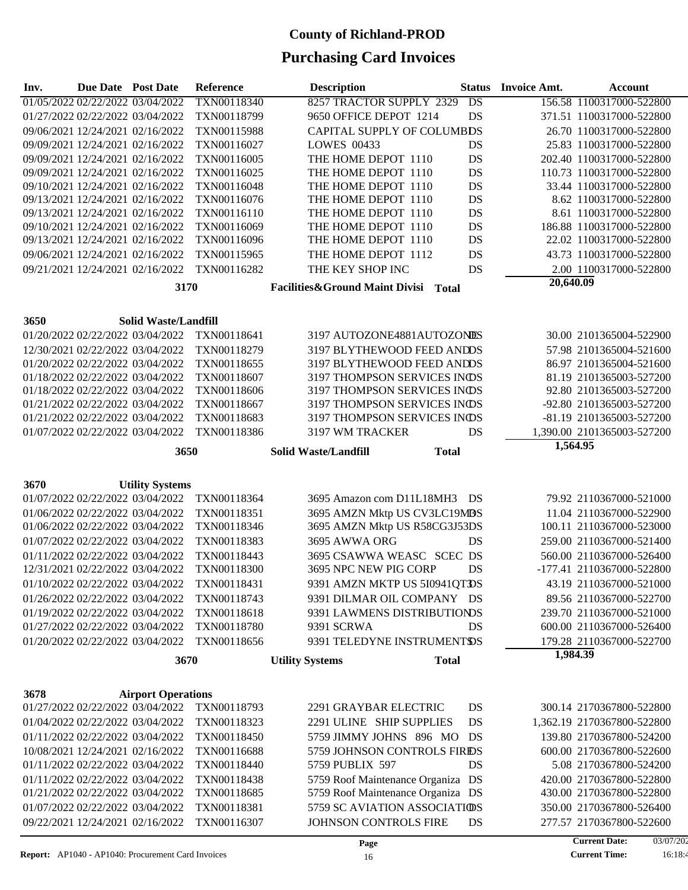# County of Richland-PROD

# Purchasing Card Invoices

| Inv. | Due Date | Post Date | Reference | Description | Status | Invoice Amt. | Account |
|---|---|---|---|---|---|---|---|
| 01/05/2022 | 02/22/2022 | 03/04/2022 | TXN00118340 | 8257 TRACTOR SUPPLY 2329 | DS | 156.58 | 1100317000-522800 |
| 01/27/2022 | 02/22/2022 | 03/04/2022 | TXN00118799 | 9650 OFFICE DEPOT 1214 | DS | 371.51 | 1100317000-522800 |
| 09/06/2021 | 12/24/2021 | 02/16/2022 | TXN00115988 | CAPITAL SUPPLY OF COLUMBI | DS | 26.70 | 1100317000-522800 |
| 09/09/2021 | 12/24/2021 | 02/16/2022 | TXN00116027 | LOWES 00433 | DS | 25.83 | 1100317000-522800 |
| 09/09/2021 | 12/24/2021 | 02/16/2022 | TXN00116005 | THE HOME DEPOT 1110 | DS | 202.40 | 1100317000-522800 |
| 09/09/2021 | 12/24/2021 | 02/16/2022 | TXN00116025 | THE HOME DEPOT 1110 | DS | 110.73 | 1100317000-522800 |
| 09/10/2021 | 12/24/2021 | 02/16/2022 | TXN00116048 | THE HOME DEPOT 1110 | DS | 33.44 | 1100317000-522800 |
| 09/13/2021 | 12/24/2021 | 02/16/2022 | TXN00116076 | THE HOME DEPOT 1110 | DS | 8.62 | 1100317000-522800 |
| 09/13/2021 | 12/24/2021 | 02/16/2022 | TXN00116110 | THE HOME DEPOT 1110 | DS | 8.61 | 1100317000-522800 |
| 09/10/2021 | 12/24/2021 | 02/16/2022 | TXN00116069 | THE HOME DEPOT 1110 | DS | 186.88 | 1100317000-522800 |
| 09/13/2021 | 12/24/2021 | 02/16/2022 | TXN00116096 | THE HOME DEPOT 1110 | DS | 22.02 | 1100317000-522800 |
| 09/06/2021 | 12/24/2021 | 02/16/2022 | TXN00115965 | THE HOME DEPOT 1112 | DS | 43.73 | 1100317000-522800 |
| 09/21/2021 | 12/24/2021 | 02/16/2022 | TXN00116282 | THE KEY SHOP INC | DS | 2.00 | 1100317000-522800 |
| | | 3170 | | Facilities&Ground Maint Divisi Total | | 20,640.09 | |
| 3650 | | Solid Waste/Landfill | | | | | |
| 01/20/2022 | 02/22/2022 | 03/04/2022 | TXN00118641 | 3197 AUTOZONE4881AUTOZONE | DS | 30.00 | 2101365004-522900 |
| 12/30/2021 | 02/22/2022 | 03/04/2022 | TXN00118279 | 3197 BLYTHEWOOD FEED AND | DS | 57.98 | 2101365004-521600 |
| 01/20/2022 | 02/22/2022 | 03/04/2022 | TXN00118655 | 3197 BLYTHEWOOD FEED AND | DS | 86.97 | 2101365004-521600 |
| 01/18/2022 | 02/22/2022 | 03/04/2022 | TXN00118607 | 3197 THOMPSON SERVICES INC | DS | 81.19 | 2101365003-527200 |
| 01/18/2022 | 02/22/2022 | 03/04/2022 | TXN00118606 | 3197 THOMPSON SERVICES INC | DS | 92.80 | 2101365003-527200 |
| 01/21/2022 | 02/22/2022 | 03/04/2022 | TXN00118667 | 3197 THOMPSON SERVICES INC | DS | -92.80 | 2101365003-527200 |
| 01/21/2022 | 02/22/2022 | 03/04/2022 | TXN00118683 | 3197 THOMPSON SERVICES INC | DS | -81.19 | 2101365003-527200 |
| 01/07/2022 | 02/22/2022 | 03/04/2022 | TXN00118386 | 3197 WM TRACKER | DS | 1,390.00 | 2101365003-527200 |
| | | 3650 | | Solid Waste/Landfill Total | | 1,564.95 | |
| 3670 | | Utility Systems | | | | | |
| 01/07/2022 | 02/22/2022 | 03/04/2022 | TXN00118364 | 3695 Amazon com D11L18MH3 | DS | 79.92 | 2110367000-521000 |
| 01/06/2022 | 02/22/2022 | 03/04/2022 | TXN00118351 | 3695 AMZN Mktp US CV3LC19M3 | DS | 11.04 | 2110367000-522900 |
| 01/06/2022 | 02/22/2022 | 03/04/2022 | TXN00118346 | 3695 AMZN Mktp US R58CG3J53 | DS | 100.11 | 2110367000-523000 |
| 01/07/2022 | 02/22/2022 | 03/04/2022 | TXN00118383 | 3695 AWWA ORG | DS | 259.00 | 2110367000-521400 |
| 01/11/2022 | 02/22/2022 | 03/04/2022 | TXN00118443 | 3695 CSAWWA WEASC SCEC | DS | 560.00 | 2110367000-526400 |
| 12/31/2021 | 02/22/2022 | 03/04/2022 | TXN00118300 | 3695 NPC NEW PIG CORP | DS | -177.41 | 2110367000-522800 |
| 01/10/2022 | 02/22/2022 | 03/04/2022 | TXN00118431 | 9391 AMZN MKTP US 5I0941QT3 | DS | 43.19 | 2110367000-521000 |
| 01/26/2022 | 02/22/2022 | 03/04/2022 | TXN00118743 | 9391 DILMAR OIL COMPANY | DS | 89.56 | 2110367000-522700 |
| 01/19/2022 | 02/22/2022 | 03/04/2022 | TXN00118618 | 9391 LAWMENS DISTRIBUTION | DS | 239.70 | 2110367000-521000 |
| 01/27/2022 | 02/22/2022 | 03/04/2022 | TXN00118780 | 9391 SCRWA | DS | 600.00 | 2110367000-526400 |
| 01/20/2022 | 02/22/2022 | 03/04/2022 | TXN00118656 | 9391 TELEDYNE INSTRUMENTS | DS | 179.28 | 2110367000-522700 |
| | | 3670 | | Utility Systems Total | | 1,984.39 | |
| 3678 | | Airport Operations | | | | | |
| 01/27/2022 | 02/22/2022 | 03/04/2022 | TXN00118793 | 2291 GRAYBAR ELECTRIC | DS | 300.14 | 2170367800-522800 |
| 01/04/2022 | 02/22/2022 | 03/04/2022 | TXN00118323 | 2291 ULINE SHIP SUPPLIES | DS | 1,362.19 | 2170367800-522800 |
| 01/11/2022 | 02/22/2022 | 03/04/2022 | TXN00118450 | 5759 JIMMY JOHNS 896 MO | DS | 139.80 | 2170367800-524200 |
| 10/08/2021 | 12/24/2021 | 02/16/2022 | TXN00116688 | 5759 JOHNSON CONTROLS FIRE | DS | 600.00 | 2170367800-522600 |
| 01/11/2022 | 02/22/2022 | 03/04/2022 | TXN00118440 | 5759 PUBLIX 597 | DS | 5.08 | 2170367800-524200 |
| 01/11/2022 | 02/22/2022 | 03/04/2022 | TXN00118438 | 5759 Roof Maintenance Organiza | DS | 420.00 | 2170367800-522800 |
| 01/21/2022 | 02/22/2022 | 03/04/2022 | TXN00118685 | 5759 Roof Maintenance Organiza | DS | 430.00 | 2170367800-522800 |
| 01/07/2022 | 02/22/2022 | 03/04/2022 | TXN00118381 | 5759 SC AVIATION ASSOCIATIO | DS | 350.00 | 2170367800-526400 |
| 09/22/2021 | 12/24/2021 | 02/16/2022 | TXN00116307 | JOHNSON CONTROLS FIRE | DS | 277.57 | 2170367800-522600 |

**Report:** AP1040 - AP1040: Procurement Card Invoices

**Current Date:** 03/07/202
**Current Time:** 16:18:4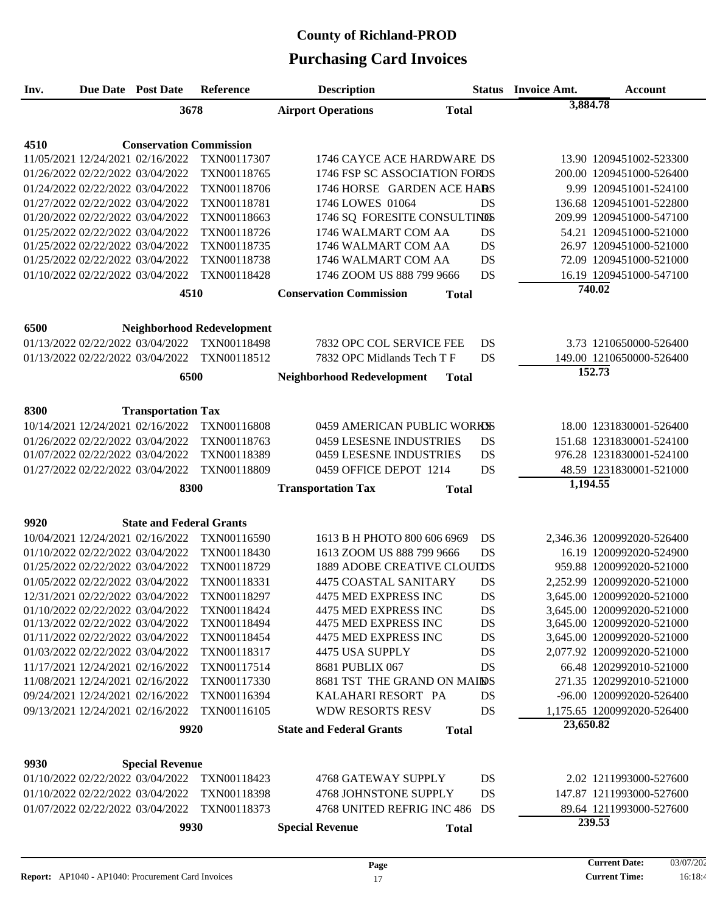# County of Richland-PROD

## Purchasing Card Invoices

| Inv. | Due Date | Post Date | Reference | Description | Status | Invoice Amt. | Account |
|---|---|---|---|---|---|---|---|
| | | 3678 | | **Airport Operations** | **Total** | **3,884.78** | |
| **4510** | | **Conservation Commission** | | | | | |
| 11/05/2021 | 12/24/2021 | 02/16/2022 | TXN00117307 | 1746 CAYCE ACE HARDWARE | DS | 13.90 | 1209451002-523300 |
| 01/26/2022 | 02/22/2022 | 03/04/2022 | TXN00118765 | 1746 FSP SC ASSOCIATION FOR | DS | 200.00 | 1209451000-526400 |
| 01/24/2022 | 02/22/2022 | 03/04/2022 | TXN00118706 | 1746 HORSE GARDEN ACE HAR | DS | 9.99 | 1209451001-524100 |
| 01/27/2022 | 02/22/2022 | 03/04/2022 | TXN00118781 | 1746 LOWES 01064 | DS | 136.68 | 1209451001-522800 |
| 01/20/2022 | 02/22/2022 | 03/04/2022 | TXN00118663 | 1746 SQ FORESITE CONSULTING | DS | 209.99 | 1209451000-547100 |
| 01/25/2022 | 02/22/2022 | 03/04/2022 | TXN00118726 | 1746 WALMART COM AA | DS | 54.21 | 1209451000-521000 |
| 01/25/2022 | 02/22/2022 | 03/04/2022 | TXN00118735 | 1746 WALMART COM AA | DS | 26.97 | 1209451000-521000 |
| 01/25/2022 | 02/22/2022 | 03/04/2022 | TXN00118738 | 1746 WALMART COM AA | DS | 72.09 | 1209451000-521000 |
| 01/10/2022 | 02/22/2022 | 03/04/2022 | TXN00118428 | 1746 ZOOM US 888 799 9666 | DS | 16.19 | 1209451000-547100 |
| | | 4510 | | **Conservation Commission** | **Total** | **740.02** | |
| **6500** | | **Neighborhood Redevelopment** | | | | | |
| 01/13/2022 | 02/22/2022 | 03/04/2022 | TXN00118498 | 7832 OPC COL SERVICE FEE | DS | 3.73 | 1210650000-526400 |
| 01/13/2022 | 02/22/2022 | 03/04/2022 | TXN00118512 | 7832 OPC Midlands Tech T F | DS | 149.00 | 1210650000-526400 |
| | | 6500 | | **Neighborhood Redevelopment** | **Total** | **152.73** | |
| **8300** | | **Transportation Tax** | | | | | |
| 10/14/2021 | 12/24/2021 | 02/16/2022 | TXN00116808 | 0459 AMERICAN PUBLIC WORKS | DS | 18.00 | 1231830001-526400 |
| 01/26/2022 | 02/22/2022 | 03/04/2022 | TXN00118763 | 0459 LESESNE INDUSTRIES | DS | 151.68 | 1231830001-524100 |
| 01/07/2022 | 02/22/2022 | 03/04/2022 | TXN00118389 | 0459 LESESNE INDUSTRIES | DS | 976.28 | 1231830001-524100 |
| 01/27/2022 | 02/22/2022 | 03/04/2022 | TXN00118809 | 0459 OFFICE DEPOT 1214 | DS | 48.59 | 1231830001-521000 |
| | | 8300 | | **Transportation Tax** | **Total** | **1,194.55** | |
| **9920** | | **State and Federal Grants** | | | | | |
| 10/04/2021 | 12/24/2021 | 02/16/2022 | TXN00116590 | 1613 B H PHOTO 800 606 6969 | DS | 2,346.36 | 1200992020-526400 |
| 01/10/2022 | 02/22/2022 | 03/04/2022 | TXN00118430 | 1613 ZOOM US 888 799 9666 | DS | 16.19 | 1200992020-524900 |
| 01/25/2022 | 02/22/2022 | 03/04/2022 | TXN00118729 | 1889 ADOBE CREATIVE CLOUD | DS | 959.88 | 1200992020-521000 |
| 01/05/2022 | 02/22/2022 | 03/04/2022 | TXN00118331 | 4475 COASTAL SANITARY | DS | 2,252.99 | 1200992020-521000 |
| 12/31/2021 | 02/22/2022 | 03/04/2022 | TXN00118297 | 4475 MED EXPRESS INC | DS | 3,645.00 | 1200992020-521000 |
| 01/10/2022 | 02/22/2022 | 03/04/2022 | TXN00118424 | 4475 MED EXPRESS INC | DS | 3,645.00 | 1200992020-521000 |
| 01/13/2022 | 02/22/2022 | 03/04/2022 | TXN00118494 | 4475 MED EXPRESS INC | DS | 3,645.00 | 1200992020-521000 |
| 01/11/2022 | 02/22/2022 | 03/04/2022 | TXN00118454 | 4475 MED EXPRESS INC | DS | 3,645.00 | 1200992020-521000 |
| 01/03/2022 | 02/22/2022 | 03/04/2022 | TXN00118317 | 4475 USA SUPPLY | DS | 2,077.92 | 1200992020-521000 |
| 11/17/2021 | 12/24/2021 | 02/16/2022 | TXN00117514 | 8681 PUBLIX 067 | DS | 66.48 | 1202992010-521000 |
| 11/08/2021 | 12/24/2021 | 02/16/2022 | TXN00117330 | 8681 TST THE GRAND ON MAIN | DS | 271.35 | 1202992010-521000 |
| 09/24/2021 | 12/24/2021 | 02/16/2022 | TXN00116394 | KALAHARI RESORT PA | DS | -96.00 | 1200992020-526400 |
| 09/13/2021 | 12/24/2021 | 02/16/2022 | TXN00116105 | WDW RESORTS RESV | DS | 1,175.65 | 1200992020-526400 |
| | | 9920 | | **State and Federal Grants** | **Total** | **23,650.82** | |
| **9930** | | **Special Revenue** | | | | | |
| 01/10/2022 | 02/22/2022 | 03/04/2022 | TXN00118423 | 4768 GATEWAY SUPPLY | DS | 2.02 | 1211993000-527600 |
| 01/10/2022 | 02/22/2022 | 03/04/2022 | TXN00118398 | 4768 JOHNSTONE SUPPLY | DS | 147.87 | 1211993000-527600 |
| 01/07/2022 | 02/22/2022 | 03/04/2022 | TXN00118373 | 4768 UNITED REFRIG INC 486 | DS | 89.64 | 1211993000-527600 |
| | | 9930 | | **Special Revenue** | **Total** | **239.53** | |

**Report:** AP1040 - AP1040: Procurement Card Invoices

**Current Date:** 03/07/202

**Current Time:** 16:18:4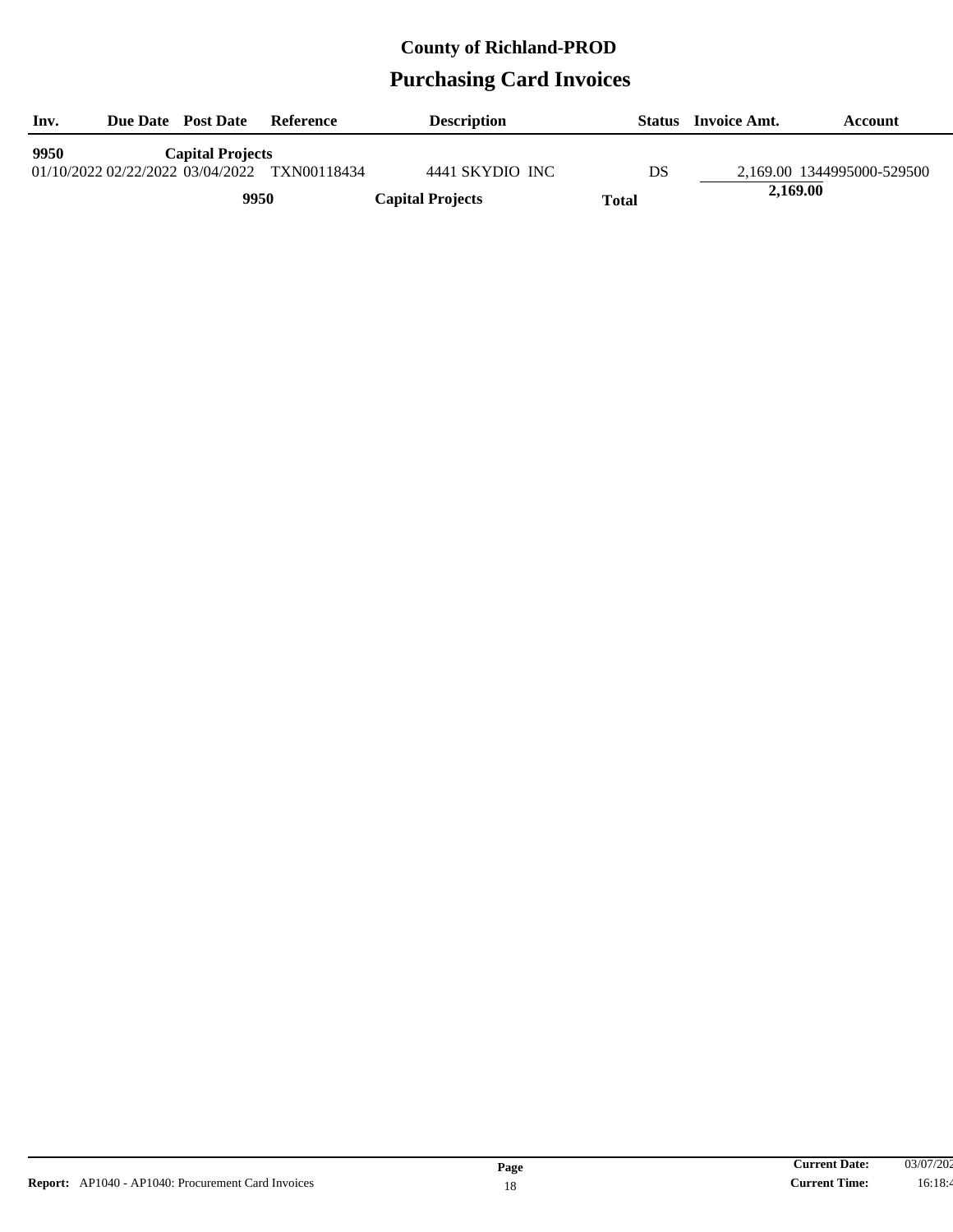# County of Richland-PROD

## Purchasing Card Invoices

| Inv. | Due Date | Post Date | Reference | Description | Status | Invoice Amt. | Account |
|---|---|---|---|---|---|---|---|
| **9950** | | **Capital Projects** | | | | | |
| 01/10/2022 | 02/22/2022 | 03/04/2022 | TXN00118434 | 4441 SKYDIO INC | DS | 2,169.00 | 1344995000-529500 |
| | | **9950** | | **Capital Projects** | **Total** | **2,169.00** | |

**Report:** AP1040 - AP1040: Procurement Card Invoices

**Current Date:** 03/07/202

**Current Time:** 16:18:4